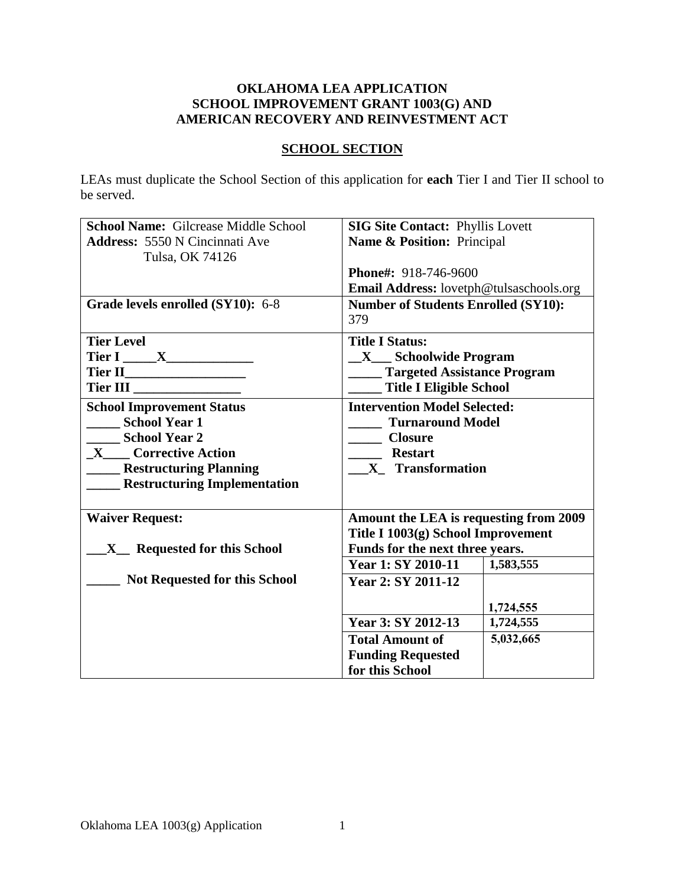**OKLAHOMA LEA APPLICATION**
**SCHOOL IMPROVEMENT GRANT 1003(G) AND**
**AMERICAN RECOVERY AND REINVESTMENT ACT**

**SCHOOL SECTION**

LEAs must duplicate the School Section of this application for **each** Tier I and Tier II school to be served.

| | | |
|---|---|---|
| **School Name:** Gilcrease Middle School<br>**Address:** 5550 N Cincinnati Ave<br>Tulsa, OK 74126 | **SIG Site Contact:** Phyllis Lovett<br>**Name & Position:** Principal<br><br>**Phone#:** 918-746-9600<br>**Email Address:** lovetph@tulsaschools.org | |
| **Grade levels enrolled (SY10):** 6-8 | **Number of Students Enrolled (SY10):** 379 | |
| **Tier Level**<br>**Tier I \_\_\_\_\_X\_\_\_\_\_\_\_\_\_\_\_\_\_**<br>**Tier II\_\_\_\_\_\_\_\_\_\_\_\_\_\_\_\_\_\_**<br>**Tier III \_\_\_\_\_\_\_\_\_\_\_\_\_\_\_\_** | **Title I Status:**<br>**\_\_X\_\_\_ Schoolwide Program**<br>**\_\_\_\_\_ Targeted Assistance Program**<br>**\_\_\_\_\_ Title I Eligible School** | |
| **School Improvement Status**<br>**\_\_\_\_\_ School Year 1**<br>**\_\_\_\_\_ School Year 2**<br>**\_X\_\_\_\_ Corrective Action**<br>**\_\_\_\_\_ Restructuring Planning**<br>**\_\_\_\_\_ Restructuring Implementation** | **Intervention Model Selected:**<br>**\_\_\_\_\_ Turnaround Model**<br>**\_\_\_\_\_ Closure**<br>**\_\_\_\_\_ Restart**<br>**\_\_\_X\_ Transformation** | |
| **Waiver Request:**<br><br>**\_\_\_X\_\_ Requested for this School**<br><br>**\_\_\_\_\_ Not Requested for this School** | **Amount the LEA is requesting from 2009 Title I 1003(g) School Improvement Funds for the next three years.** | |
| | **Year 1: SY 2010-11** | **1,583,555** |
| | **Year 2: SY 2011-12** | **1,724,555** |
| | **Year 3: SY 2012-13** | **1,724,555** |
| | **Total Amount of Funding Requested for this School** | **5,032,665** |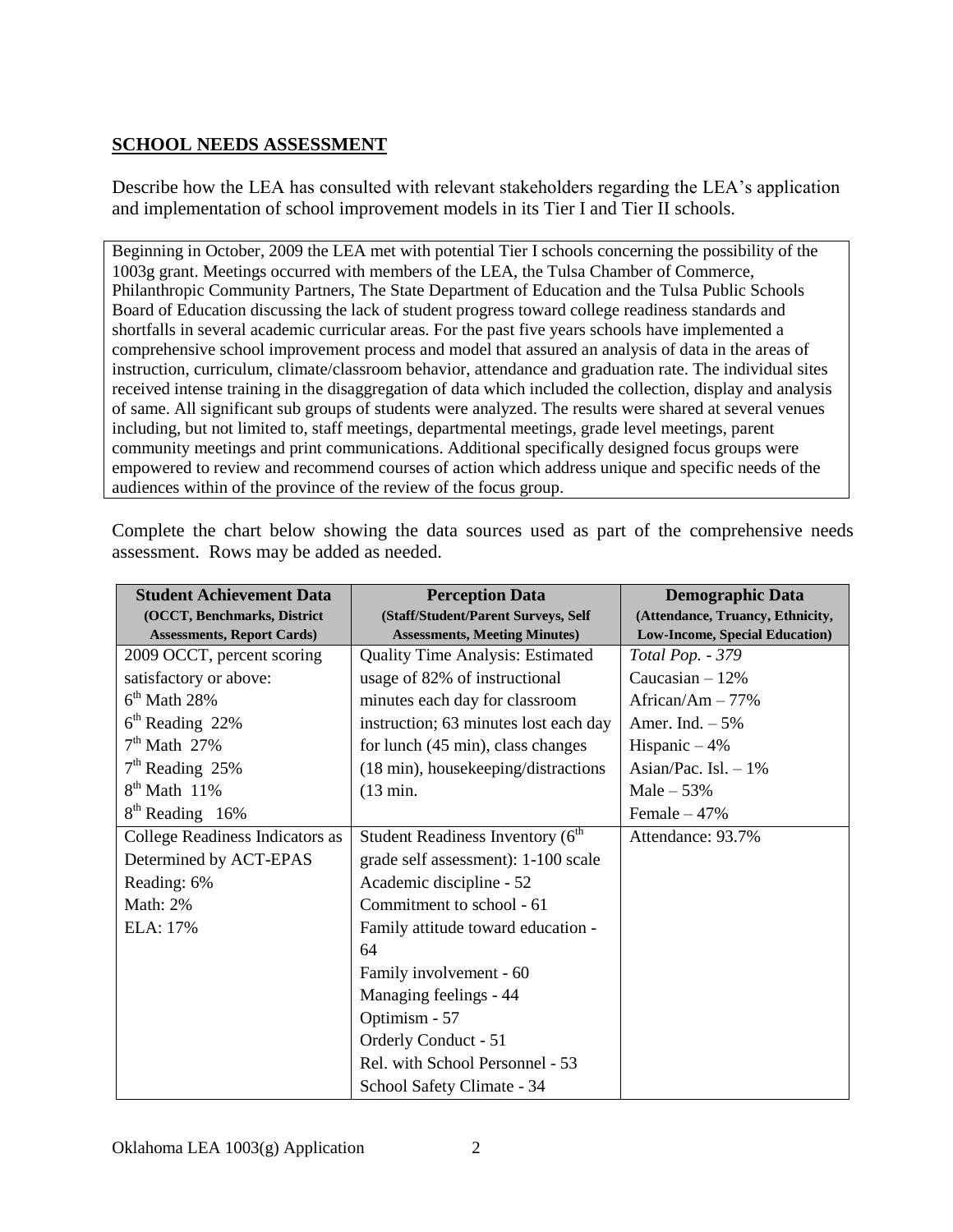## SCHOOL NEEDS ASSESSMENT

Describe how the LEA has consulted with relevant stakeholders regarding the LEA's application and implementation of school improvement models in its Tier I and Tier II schools.

Beginning in October, 2009 the LEA met with potential Tier I schools concerning the possibility of the 1003g grant. Meetings occurred with members of the LEA, the Tulsa Chamber of Commerce, Philanthropic Community Partners, The State Department of Education and the Tulsa Public Schools Board of Education discussing the lack of student progress toward college readiness standards and shortfalls in several academic curricular areas. For the past five years schools have implemented a comprehensive school improvement process and model that assured an analysis of data in the areas of instruction, curriculum, climate/classroom behavior, attendance and graduation rate. The individual sites received intense training in the disaggregation of data which included the collection, display and analysis of same. All significant sub groups of students were analyzed. The results were shared at several venues including, but not limited to, staff meetings, departmental meetings, grade level meetings, parent community meetings and print communications. Additional specifically designed focus groups were empowered to review and recommend courses of action which address unique and specific needs of the audiences within of the province of the review of the focus group.

Complete the chart below showing the data sources used as part of the comprehensive needs assessment. Rows may be added as needed.

| **Student Achievement Data** (OCCT, Benchmarks, District Assessments, Report Cards) | **Perception Data** (Staff/Student/Parent Surveys, Self Assessments, Meeting Minutes) | **Demographic Data** (Attendance, Truancy, Ethnicity, Low-Income, Special Education) |
|---|---|---|
| 2009 OCCT, percent scoring satisfactory or above:<br>6th Math 28%<br>6th Reading 22%<br>7th Math 27%<br>7th Reading 25%<br>8th Math 11%<br>8th Reading 16% | Quality Time Analysis: Estimated usage of 82% of instructional minutes each day for classroom instruction; 63 minutes lost each day for lunch (45 min), class changes (18 min), housekeeping/distractions (13 min. | *Total Pop. - 379*<br>Caucasian – 12%<br>African/Am – 77%<br>Amer. Ind. – 5%<br>Hispanic – 4%<br>Asian/Pac. Isl. – 1%<br>Male – 53%<br>Female – 47% |
| College Readiness Indicators as Determined by ACT-EPAS<br>Reading: 6%<br>Math: 2%<br>ELA: 17% | Student Readiness Inventory (6th grade self assessment): 1-100 scale<br>Academic discipline - 52<br>Commitment to school - 61<br>Family attitude toward education - 64<br>Family involvement - 60<br>Managing feelings - 44<br>Optimism - 57<br>Orderly Conduct - 51<br>Rel. with School Personnel - 53<br>School Safety Climate - 34 | Attendance: 93.7% |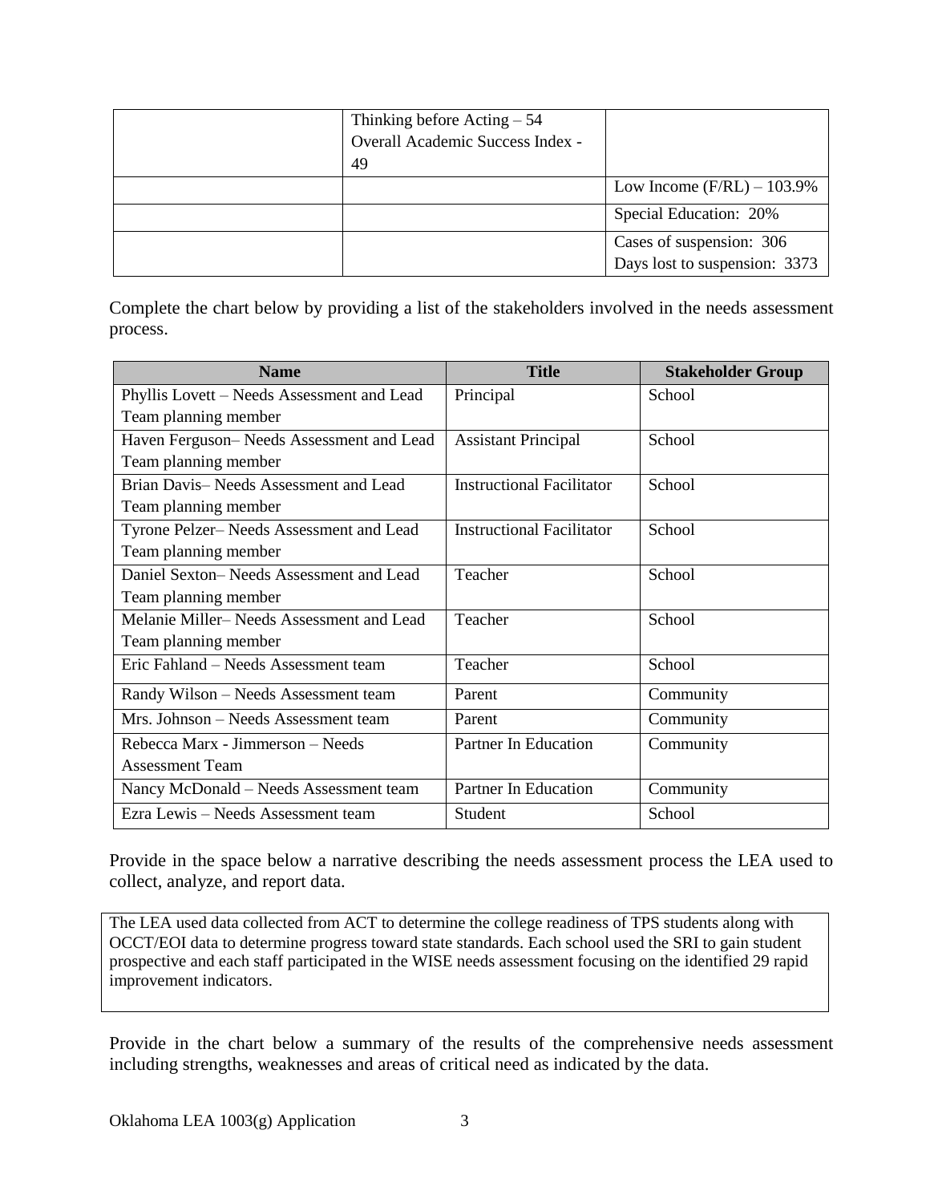| | | |
|---|---|---|
| | Thinking before Acting – 54<br>Overall Academic Success Index - 49 | |
| | | Low Income (F/RL) – 103.9% |
| | | Special Education: 20% |
| | | Cases of suspension: 306<br>Days lost to suspension: 3373 |

Complete the chart below by providing a list of the stakeholders involved in the needs assessment process.

| Name | Title | Stakeholder Group |
|---|---|---|
| Phyllis Lovett – Needs Assessment and Lead Team planning member | Principal | School |
| Haven Ferguson– Needs Assessment and Lead Team planning member | Assistant Principal | School |
| Brian Davis– Needs Assessment and Lead Team planning member | Instructional Facilitator | School |
| Tyrone Pelzer– Needs Assessment and Lead Team planning member | Instructional Facilitator | School |
| Daniel Sexton– Needs Assessment and Lead Team planning member | Teacher | School |
| Melanie Miller– Needs Assessment and Lead Team planning member | Teacher | School |
| Eric Fahland – Needs Assessment team | Teacher | School |
| Randy Wilson – Needs Assessment team | Parent | Community |
| Mrs. Johnson – Needs Assessment team | Parent | Community |
| Rebecca Marx - Jimmerson – Needs Assessment Team | Partner In Education | Community |
| Nancy McDonald – Needs Assessment team | Partner In Education | Community |
| Ezra Lewis – Needs Assessment team | Student | School |

Provide in the space below a narrative describing the needs assessment process the LEA used to collect, analyze, and report data.

The LEA used data collected from ACT to determine the college readiness of TPS students along with OCCT/EOI data to determine progress toward state standards. Each school used the SRI to gain student prospective and each staff participated in the WISE needs assessment focusing on the identified 29 rapid improvement indicators.

Provide in the chart below a summary of the results of the comprehensive needs assessment including strengths, weaknesses and areas of critical need as indicated by the data.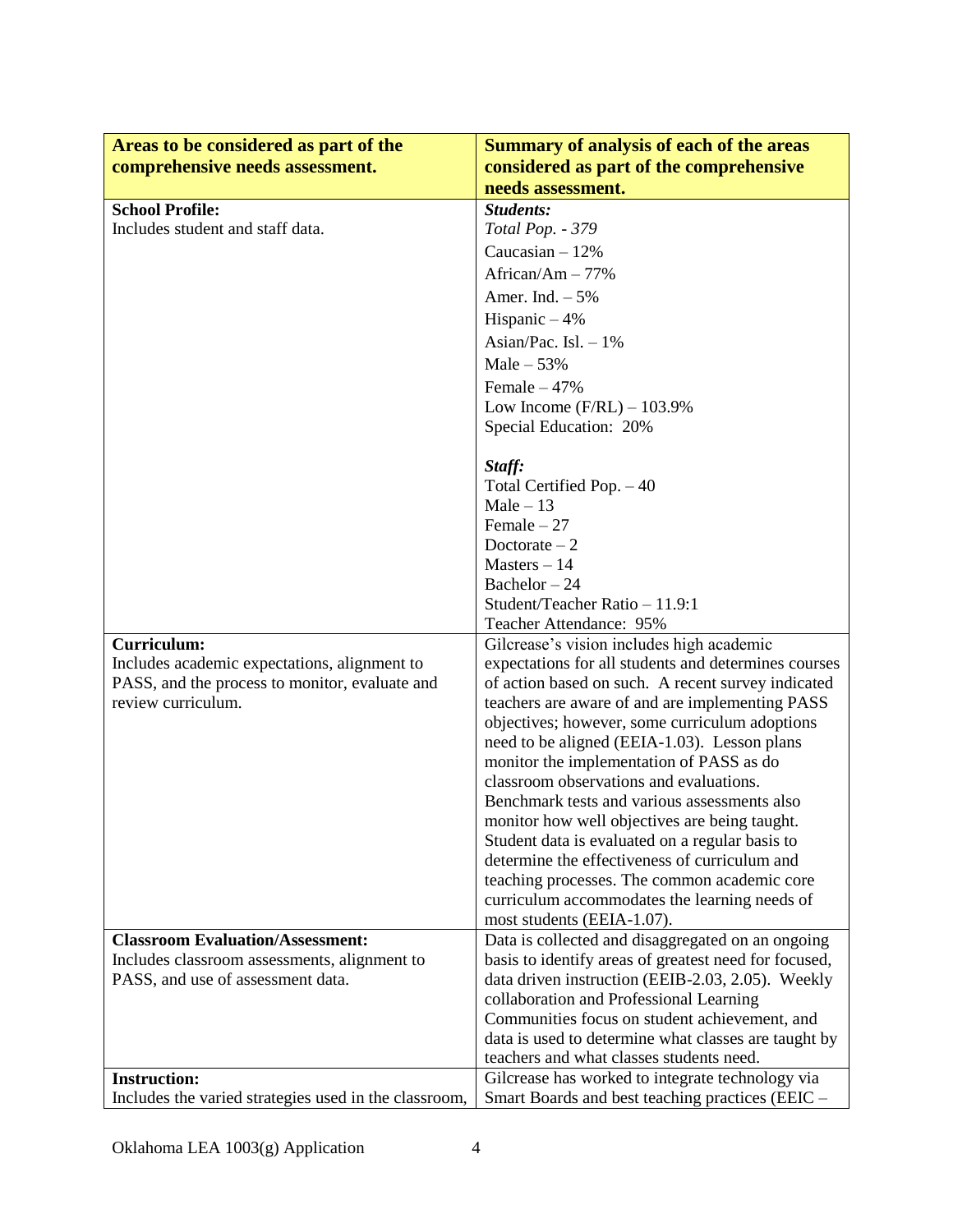| **Areas to be considered as part of the comprehensive needs assessment.** | **Summary of analysis of each of the areas considered as part of the comprehensive needs assessment.** |
| --- | --- |
| **School Profile:**<br>Includes student and staff data. | ***Students:***<br>*Total Pop. - 379*<br>Caucasian – 12%<br>African/Am – 77%<br>Amer. Ind. – 5%<br>Hispanic – 4%<br>Asian/Pac. Isl. – 1%<br>Male – 53%<br>Female – 47%<br>Low Income (F/RL) – 103.9%<br>Special Education: 20%<br><br>***Staff:***<br>Total Certified Pop. – 40<br>Male – 13<br>Female – 27<br>Doctorate – 2<br>Masters – 14<br>Bachelor – 24<br>Student/Teacher Ratio – 11.9:1<br>Teacher Attendance: 95% |
| **Curriculum:**<br>Includes academic expectations, alignment to PASS, and the process to monitor, evaluate and review curriculum. | Gilcrease's vision includes high academic expectations for all students and determines courses of action based on such. A recent survey indicated teachers are aware of and are implementing PASS objectives; however, some curriculum adoptions need to be aligned (EEIA-1.03). Lesson plans monitor the implementation of PASS as do classroom observations and evaluations. Benchmark tests and various assessments also monitor how well objectives are being taught. Student data is evaluated on a regular basis to determine the effectiveness of curriculum and teaching processes. The common academic core curriculum accommodates the learning needs of most students (EEIA-1.07). |
| **Classroom Evaluation/Assessment:**<br>Includes classroom assessments, alignment to PASS, and use of assessment data. | Data is collected and disaggregated on an ongoing basis to identify areas of greatest need for focused, data driven instruction (EEIB-2.03, 2.05). Weekly collaboration and Professional Learning Communities focus on student achievement, and data is used to determine what classes are taught by teachers and what classes students need. |
| **Instruction:**<br>Includes the varied strategies used in the classroom, | Gilcrease has worked to integrate technology via Smart Boards and best teaching practices (EEIC – |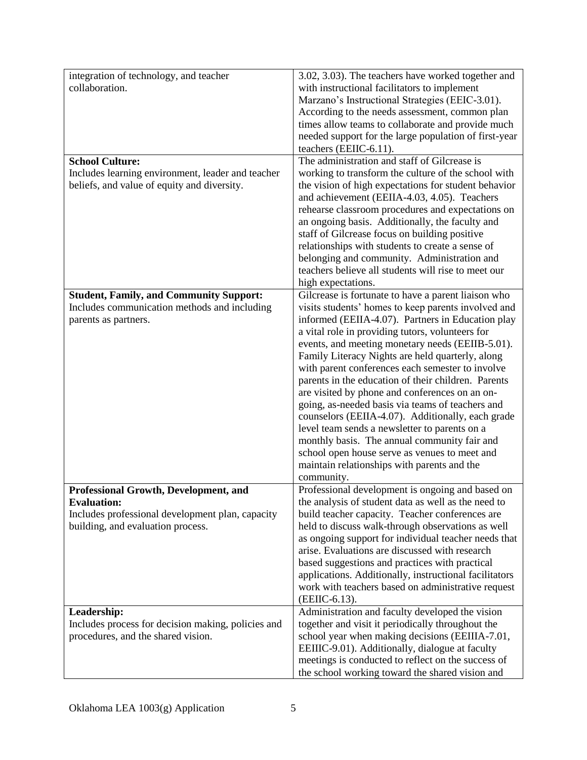| | |
|---|---|
| integration of technology, and teacher collaboration. | 3.02, 3.03). The teachers have worked together and with instructional facilitators to implement Marzano's Instructional Strategies (EEIC-3.01). According to the needs assessment, common plan times allow teams to collaborate and provide much needed support for the large population of first-year teachers (EEIIC-6.11). |
| **School Culture:**<br>Includes learning environment, leader and teacher beliefs, and value of equity and diversity. | The administration and staff of Gilcrease is working to transform the culture of the school with the vision of high expectations for student behavior and achievement (EEIIA-4.03, 4.05). Teachers rehearse classroom procedures and expectations on an ongoing basis. Additionally, the faculty and staff of Gilcrease focus on building positive relationships with students to create a sense of belonging and community. Administration and teachers believe all students will rise to meet our high expectations. |
| **Student, Family, and Community Support:**<br>Includes communication methods and including parents as partners. | Gilcrease is fortunate to have a parent liaison who visits students' homes to keep parents involved and informed (EEIIA-4.07). Partners in Education play a vital role in providing tutors, volunteers for events, and meeting monetary needs (EEIIB-5.01). Family Literacy Nights are held quarterly, along with parent conferences each semester to involve parents in the education of their children. Parents are visited by phone and conferences on an on-going, as-needed basis via teams of teachers and counselors (EEIIA-4.07). Additionally, each grade level team sends a newsletter to parents on a monthly basis. The annual community fair and school open house serve as venues to meet and maintain relationships with parents and the community. |
| **Professional Growth, Development, and Evaluation:**<br>Includes professional development plan, capacity building, and evaluation process. | Professional development is ongoing and based on the analysis of student data as well as the need to build teacher capacity. Teacher conferences are held to discuss walk-through observations as well as ongoing support for individual teacher needs that arise. Evaluations are discussed with research based suggestions and practices with practical applications. Additionally, instructional facilitators work with teachers based on administrative request (EEIIC-6.13). |
| **Leadership:**<br>Includes process for decision making, policies and procedures, and the shared vision. | Administration and faculty developed the vision together and visit it periodically throughout the school year when making decisions (EEIIIA-7.01, EEIIIC-9.01). Additionally, dialogue at faculty meetings is conducted to reflect on the success of the school working toward the shared vision and |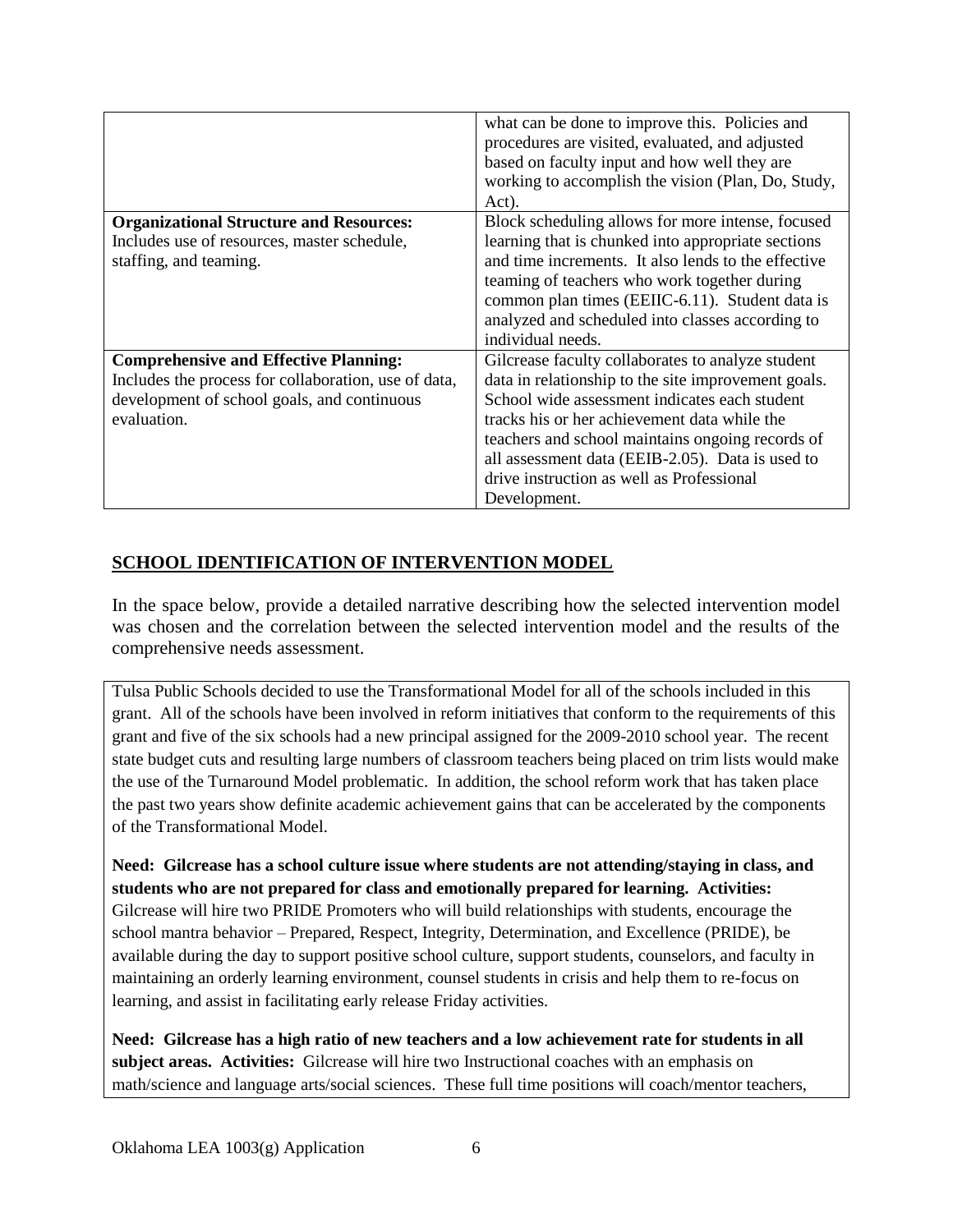| | |
|---|---|
| | what can be done to improve this. Policies and procedures are visited, evaluated, and adjusted based on faculty input and how well they are working to accomplish the vision (Plan, Do, Study, Act). |
| **Organizational Structure and Resources:** Includes use of resources, master schedule, staffing, and teaming. | Block scheduling allows for more intense, focused learning that is chunked into appropriate sections and time increments. It also lends to the effective teaming of teachers who work together during common plan times (EEIIC-6.11). Student data is analyzed and scheduled into classes according to individual needs. |
| **Comprehensive and Effective Planning:** Includes the process for collaboration, use of data, development of school goals, and continuous evaluation. | Gilcrease faculty collaborates to analyze student data in relationship to the site improvement goals. School wide assessment indicates each student tracks his or her achievement data while the teachers and school maintains ongoing records of all assessment data (EEIB-2.05). Data is used to drive instruction as well as Professional Development. |

## SCHOOL IDENTIFICATION OF INTERVENTION MODEL

In the space below, provide a detailed narrative describing how the selected intervention model was chosen and the correlation between the selected intervention model and the results of the comprehensive needs assessment.

Tulsa Public Schools decided to use the Transformational Model for all of the schools included in this grant. All of the schools have been involved in reform initiatives that conform to the requirements of this grant and five of the six schools had a new principal assigned for the 2009-2010 school year. The recent state budget cuts and resulting large numbers of classroom teachers being placed on trim lists would make the use of the Turnaround Model problematic. In addition, the school reform work that has taken place the past two years show definite academic achievement gains that can be accelerated by the components of the Transformational Model.

**Need: Gilcrease has a school culture issue where students are not attending/staying in class, and students who are not prepared for class and emotionally prepared for learning. Activities:** Gilcrease will hire two PRIDE Promoters who will build relationships with students, encourage the school mantra behavior – Prepared, Respect, Integrity, Determination, and Excellence (PRIDE), be available during the day to support positive school culture, support students, counselors, and faculty in maintaining an orderly learning environment, counsel students in crisis and help them to re-focus on learning, and assist in facilitating early release Friday activities.

**Need: Gilcrease has a high ratio of new teachers and a low achievement rate for students in all subject areas. Activities:** Gilcrease will hire two Instructional coaches with an emphasis on math/science and language arts/social sciences. These full time positions will coach/mentor teachers,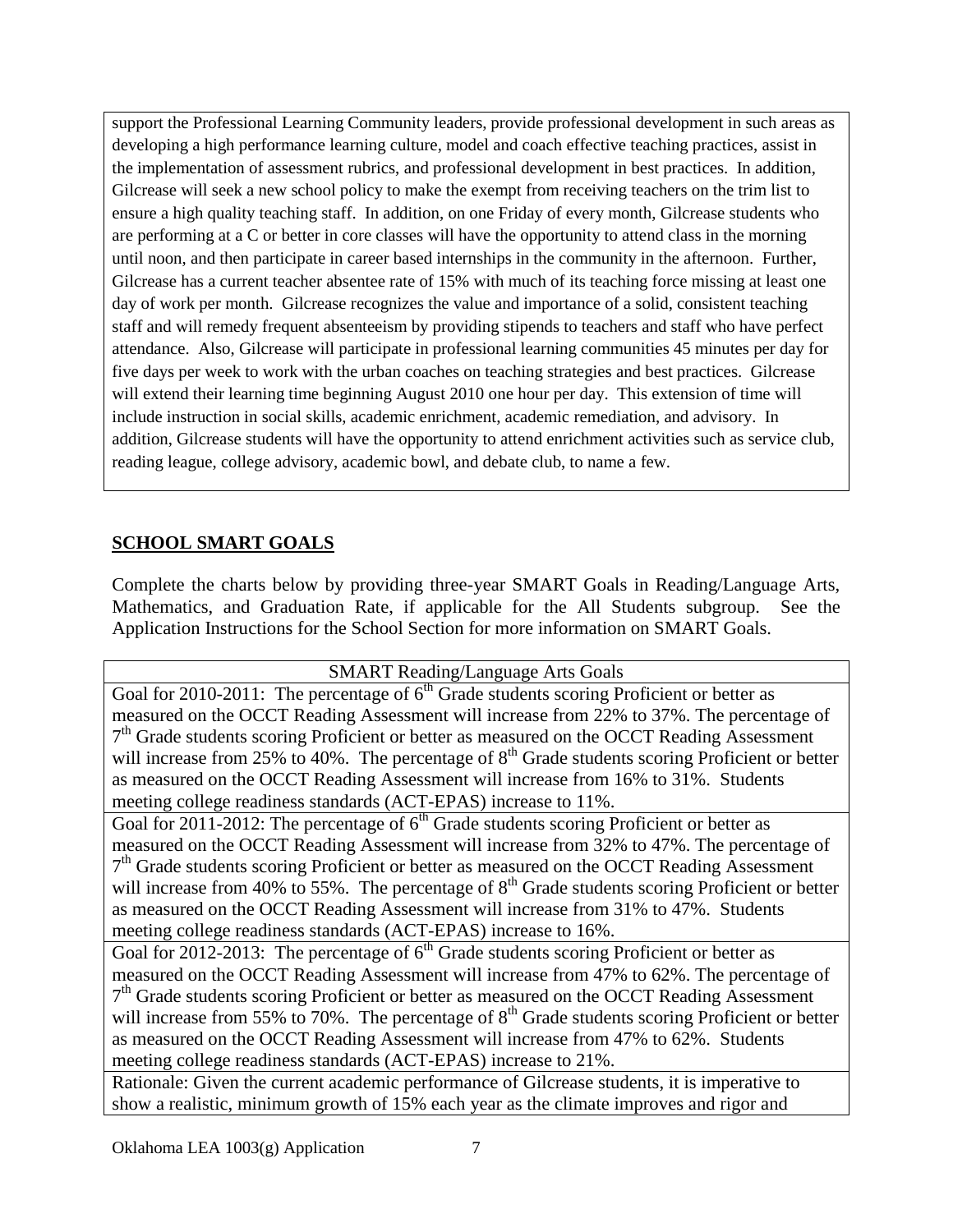support the Professional Learning Community leaders, provide professional development in such areas as developing a high performance learning culture, model and coach effective teaching practices, assist in the implementation of assessment rubrics, and professional development in best practices. In addition, Gilcrease will seek a new school policy to make the exempt from receiving teachers on the trim list to ensure a high quality teaching staff. In addition, on one Friday of every month, Gilcrease students who are performing at a C or better in core classes will have the opportunity to attend class in the morning until noon, and then participate in career based internships in the community in the afternoon. Further, Gilcrease has a current teacher absentee rate of 15% with much of its teaching force missing at least one day of work per month. Gilcrease recognizes the value and importance of a solid, consistent teaching staff and will remedy frequent absenteeism by providing stipends to teachers and staff who have perfect attendance. Also, Gilcrease will participate in professional learning communities 45 minutes per day for five days per week to work with the urban coaches on teaching strategies and best practices. Gilcrease will extend their learning time beginning August 2010 one hour per day. This extension of time will include instruction in social skills, academic enrichment, academic remediation, and advisory. In addition, Gilcrease students will have the opportunity to attend enrichment activities such as service club, reading league, college advisory, academic bowl, and debate club, to name a few.

## SCHOOL SMART GOALS

Complete the charts below by providing three-year SMART Goals in Reading/Language Arts, Mathematics, and Graduation Rate, if applicable for the All Students subgroup. See the Application Instructions for the School Section for more information on SMART Goals.

| SMART Reading/Language Arts Goals |
| --- |
| Goal for 2010-2011: The percentage of 6th Grade students scoring Proficient or better as measured on the OCCT Reading Assessment will increase from 22% to 37%. The percentage of 7th Grade students scoring Proficient or better as measured on the OCCT Reading Assessment will increase from 25% to 40%. The percentage of 8th Grade students scoring Proficient or better as measured on the OCCT Reading Assessment will increase from 16% to 31%. Students meeting college readiness standards (ACT-EPAS) increase to 11%. |
| Goal for 2011-2012: The percentage of 6th Grade students scoring Proficient or better as measured on the OCCT Reading Assessment will increase from 32% to 47%. The percentage of 7th Grade students scoring Proficient or better as measured on the OCCT Reading Assessment will increase from 40% to 55%. The percentage of 8th Grade students scoring Proficient or better as measured on the OCCT Reading Assessment will increase from 31% to 47%. Students meeting college readiness standards (ACT-EPAS) increase to 16%. |
| Goal for 2012-2013: The percentage of 6th Grade students scoring Proficient or better as measured on the OCCT Reading Assessment will increase from 47% to 62%. The percentage of 7th Grade students scoring Proficient or better as measured on the OCCT Reading Assessment will increase from 55% to 70%. The percentage of 8th Grade students scoring Proficient or better as measured on the OCCT Reading Assessment will increase from 47% to 62%. Students meeting college readiness standards (ACT-EPAS) increase to 21%. |
| Rationale: Given the current academic performance of Gilcrease students, it is imperative to show a realistic, minimum growth of 15% each year as the climate improves and rigor and |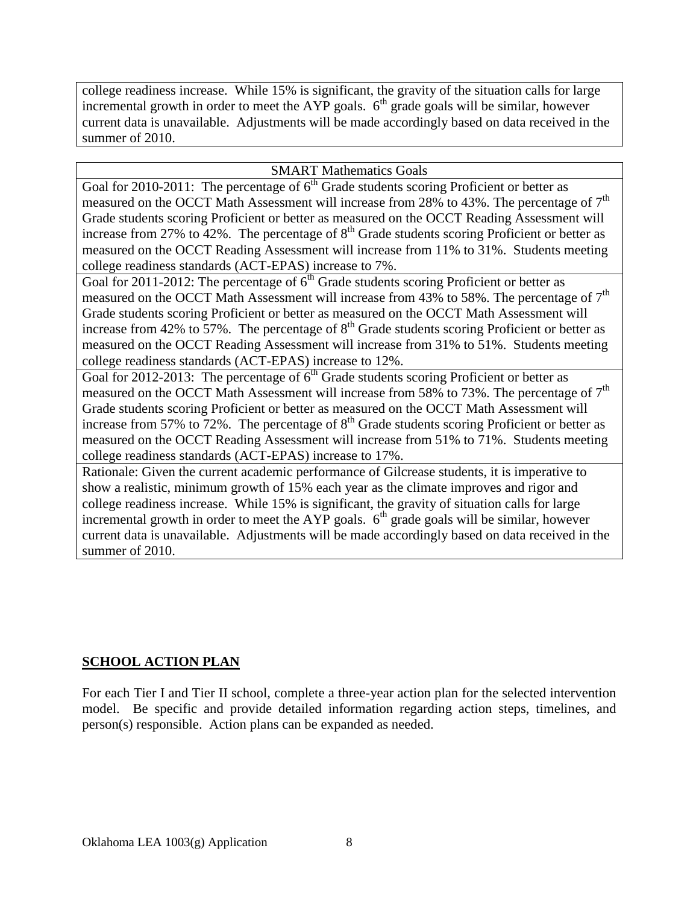| college readiness increase. While 15% is significant, the gravity of the situation calls for large incremental growth in order to meet the AYP goals. 6th grade goals will be similar, however current data is unavailable. Adjustments will be made accordingly based on data received in the summer of 2010. |
| --- |

| SMART Mathematics Goals |
| --- |
| Goal for 2010-2011: The percentage of 6th Grade students scoring Proficient or better as measured on the OCCT Math Assessment will increase from 28% to 43%. The percentage of 7th Grade students scoring Proficient or better as measured on the OCCT Reading Assessment will increase from 27% to 42%. The percentage of 8th Grade students scoring Proficient or better as measured on the OCCT Reading Assessment will increase from 11% to 31%. Students meeting college readiness standards (ACT-EPAS) increase to 7%. |
| Goal for 2011-2012: The percentage of 6th Grade students scoring Proficient or better as measured on the OCCT Math Assessment will increase from 43% to 58%. The percentage of 7th Grade students scoring Proficient or better as measured on the OCCT Math Assessment will increase from 42% to 57%. The percentage of 8th Grade students scoring Proficient or better as measured on the OCCT Reading Assessment will increase from 31% to 51%. Students meeting college readiness standards (ACT-EPAS) increase to 12%. |
| Goal for 2012-2013: The percentage of 6th Grade students scoring Proficient or better as measured on the OCCT Math Assessment will increase from 58% to 73%. The percentage of 7th Grade students scoring Proficient or better as measured on the OCCT Math Assessment will increase from 57% to 72%. The percentage of 8th Grade students scoring Proficient or better as measured on the OCCT Reading Assessment will increase from 51% to 71%. Students meeting college readiness standards (ACT-EPAS) increase to 17%. |
| Rationale: Given the current academic performance of Gilcrease students, it is imperative to show a realistic, minimum growth of 15% each year as the climate improves and rigor and college readiness increase. While 15% is significant, the gravity of situation calls for large incremental growth in order to meet the AYP goals. 6th grade goals will be similar, however current data is unavailable. Adjustments will be made accordingly based on data received in the summer of 2010. |

## SCHOOL ACTION PLAN

For each Tier I and Tier II school, complete a three-year action plan for the selected intervention model. Be specific and provide detailed information regarding action steps, timelines, and person(s) responsible. Action plans can be expanded as needed.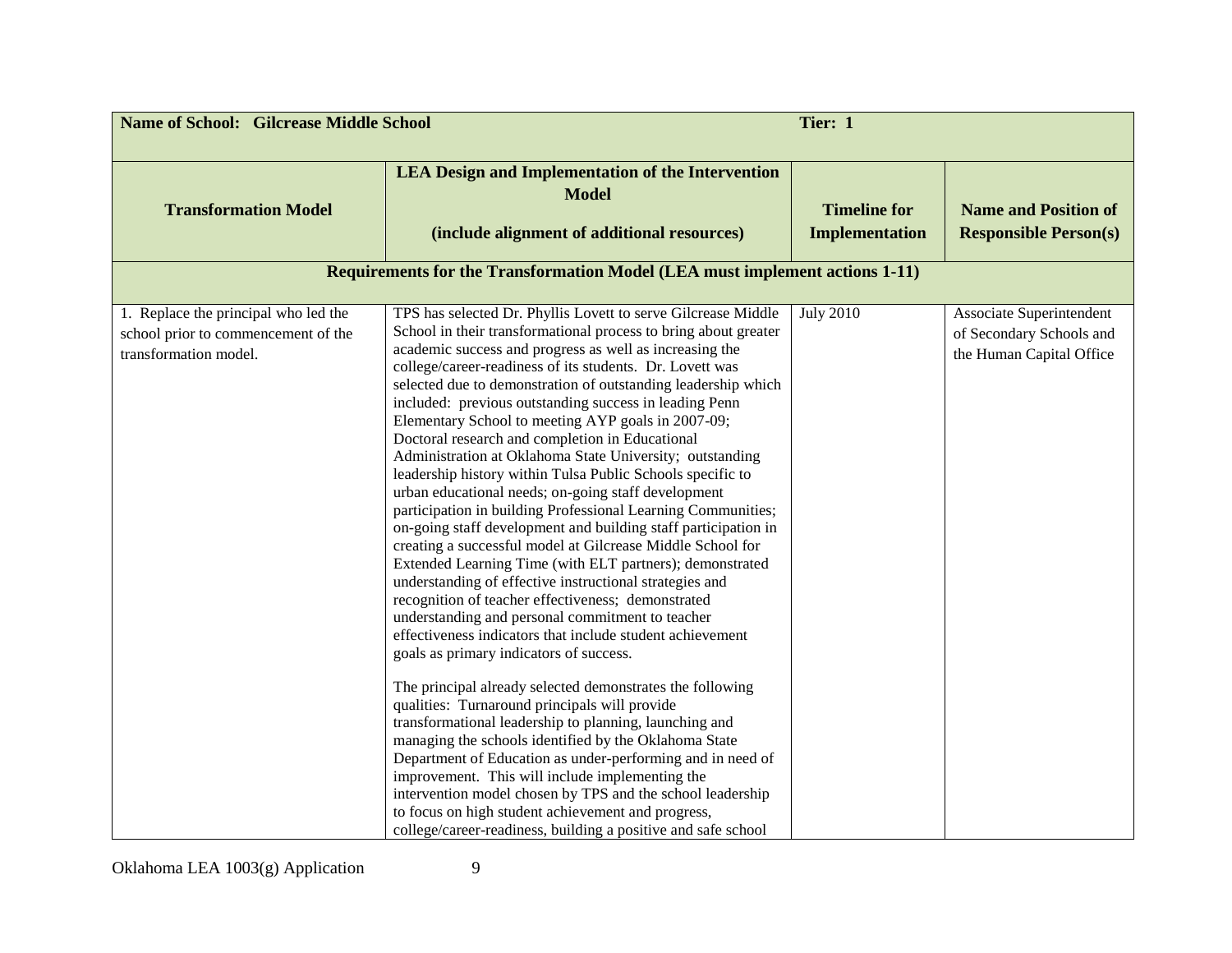| Name of School: Gilcrease Middle School | | Tier: 1 | |
|---|---|---|---|
| **Transformation Model** | **LEA Design and Implementation of the Intervention Model**<br><br>**(include alignment of additional resources)** | **Timeline for Implementation** | **Name and Position of Responsible Person(s)** |
| **Requirements for the Transformation Model (LEA must implement actions 1-11)** | | | |
| 1. Replace the principal who led the school prior to commencement of the transformation model. | TPS has selected Dr. Phyllis Lovett to serve Gilcrease Middle School in their transformational process to bring about greater academic success and progress as well as increasing the college/career-readiness of its students. Dr. Lovett was selected due to demonstration of outstanding leadership which included: previous outstanding success in leading Penn Elementary School to meeting AYP goals in 2007-09; Doctoral research and completion in Educational Administration at Oklahoma State University; outstanding leadership history within Tulsa Public Schools specific to urban educational needs; on-going staff development participation in building Professional Learning Communities; on-going staff development and building staff participation in creating a successful model at Gilcrease Middle School for Extended Learning Time (with ELT partners); demonstrated understanding of effective instructional strategies and recognition of teacher effectiveness; demonstrated understanding and personal commitment to teacher effectiveness indicators that include student achievement goals as primary indicators of success.<br><br>The principal already selected demonstrates the following qualities: Turnaround principals will provide transformational leadership to planning, launching and managing the schools identified by the Oklahoma State Department of Education as under-performing and in need of improvement. This will include implementing the intervention model chosen by TPS and the school leadership to focus on high student achievement and progress, college/career-readiness, building a positive and safe school | July 2010 | Associate Superintendent of Secondary Schools and the Human Capital Office |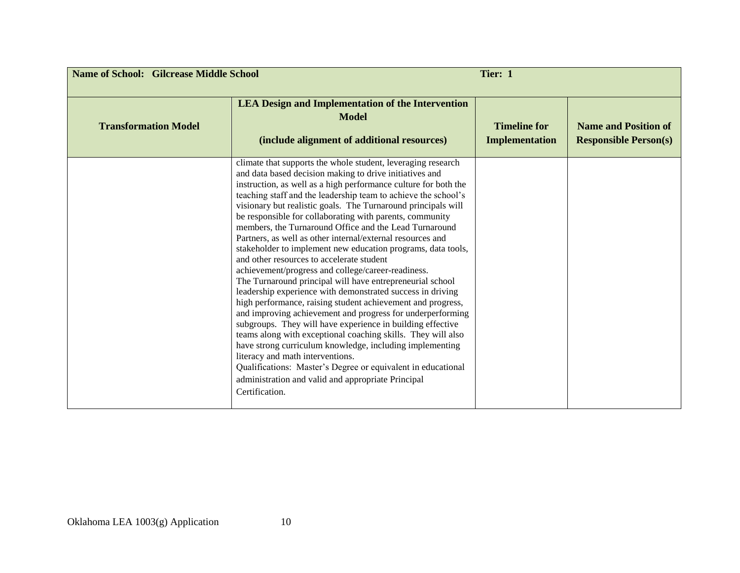| Name of School: Gilcrease Middle School | | Tier: 1 | |
|---|---|---|---|
| **Transformation Model** | **LEA Design and Implementation of the Intervention Model (include alignment of additional resources)** | **Timeline for Implementation** | **Name and Position of Responsible Person(s)** |
| | climate that supports the whole student, leveraging research and data based decision making to drive initiatives and instruction, as well as a high performance culture for both the teaching staff and the leadership team to achieve the school's visionary but realistic goals. The Turnaround principals will be responsible for collaborating with parents, community members, the Turnaround Office and the Lead Turnaround Partners, as well as other internal/external resources and stakeholder to implement new education programs, data tools, and other resources to accelerate student achievement/progress and college/career-readiness.<br>The Turnaround principal will have entrepreneurial school leadership experience with demonstrated success in driving high performance, raising student achievement and progress, and improving achievement and progress for underperforming subgroups. They will have experience in building effective teams along with exceptional coaching skills. They will also have strong curriculum knowledge, including implementing literacy and math interventions.<br>Qualifications: Master's Degree or equivalent in educational administration and valid and appropriate Principal Certification. | | |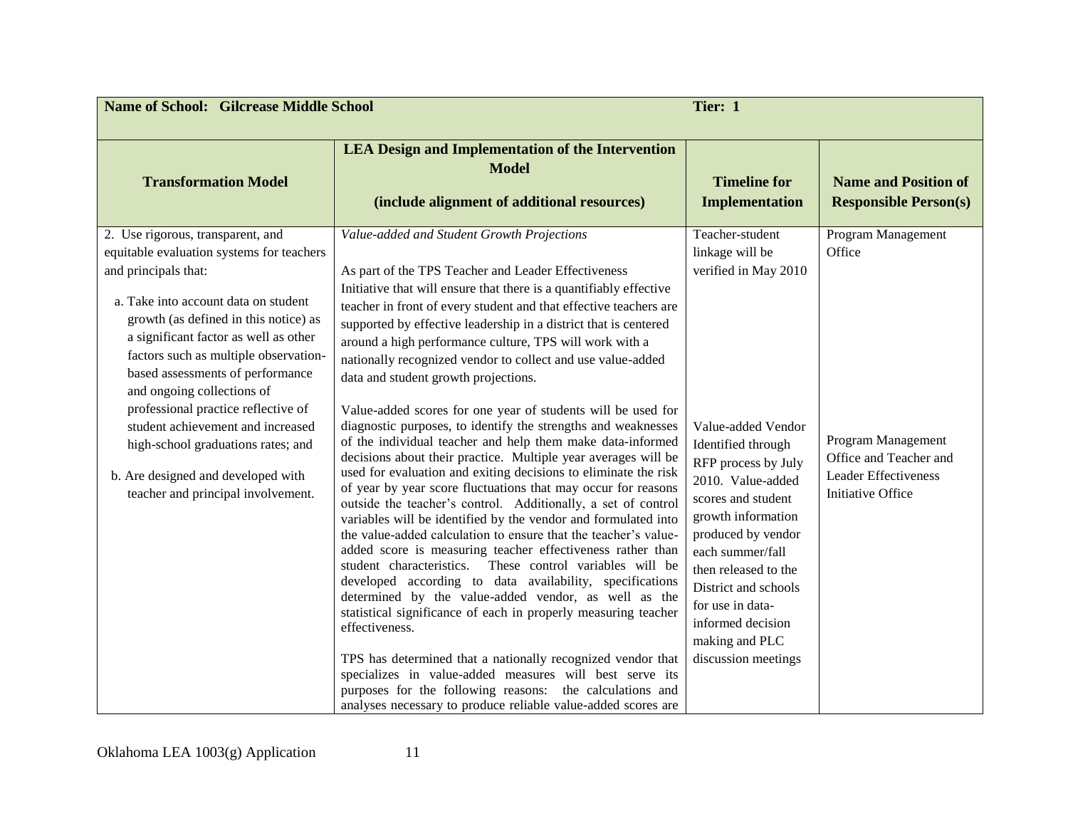| **Name of School: Gilcrease Middle School** | | **Tier: 1** | |
|---|---|---|---|
| **Transformation Model** | **LEA Design and Implementation of the Intervention Model (include alignment of additional resources)** | **Timeline for Implementation** | **Name and Position of Responsible Person(s)** |
| 2. Use rigorous, transparent, and equitable evaluation systems for teachers and principals that:<br><br>a. Take into account data on student growth (as defined in this notice) as a significant factor as well as other factors such as multiple observation-based assessments of performance and ongoing collections of professional practice reflective of student achievement and increased high-school graduations rates; and<br><br>b. Are designed and developed with teacher and principal involvement. | *Value-added and Student Growth Projections*<br><br>As part of the TPS Teacher and Leader Effectiveness Initiative that will ensure that there is a quantifiably effective teacher in front of every student and that effective teachers are supported by effective leadership in a district that is centered around a high performance culture, TPS will work with a nationally recognized vendor to collect and use value-added data and student growth projections.<br><br>Value-added scores for one year of students will be used for diagnostic purposes, to identify the strengths and weaknesses of the individual teacher and help them make data-informed decisions about their practice. Multiple year averages will be used for evaluation and exiting decisions to eliminate the risk of year by year score fluctuations that may occur for reasons outside the teacher's control. Additionally, a set of control variables will be identified by the vendor and formulated into the value-added calculation to ensure that the teacher's value-added score is measuring teacher effectiveness rather than student characteristics. These control variables will be developed according to data availability, specifications determined by the value-added vendor, as well as the statistical significance of each in properly measuring teacher effectiveness.<br><br>TPS has determined that a nationally recognized vendor that specializes in value-added measures will best serve its purposes for the following reasons: the calculations and analyses necessary to produce reliable value-added scores are | Teacher-student linkage will be verified in May 2010<br><br>Value-added Vendor Identified through RFP process by July 2010. Value-added scores and student growth information produced by vendor each summer/fall then released to the District and schools for use in data-informed decision making and PLC discussion meetings | Program Management Office<br><br>Program Management Office and Teacher and Leader Effectiveness Initiative Office |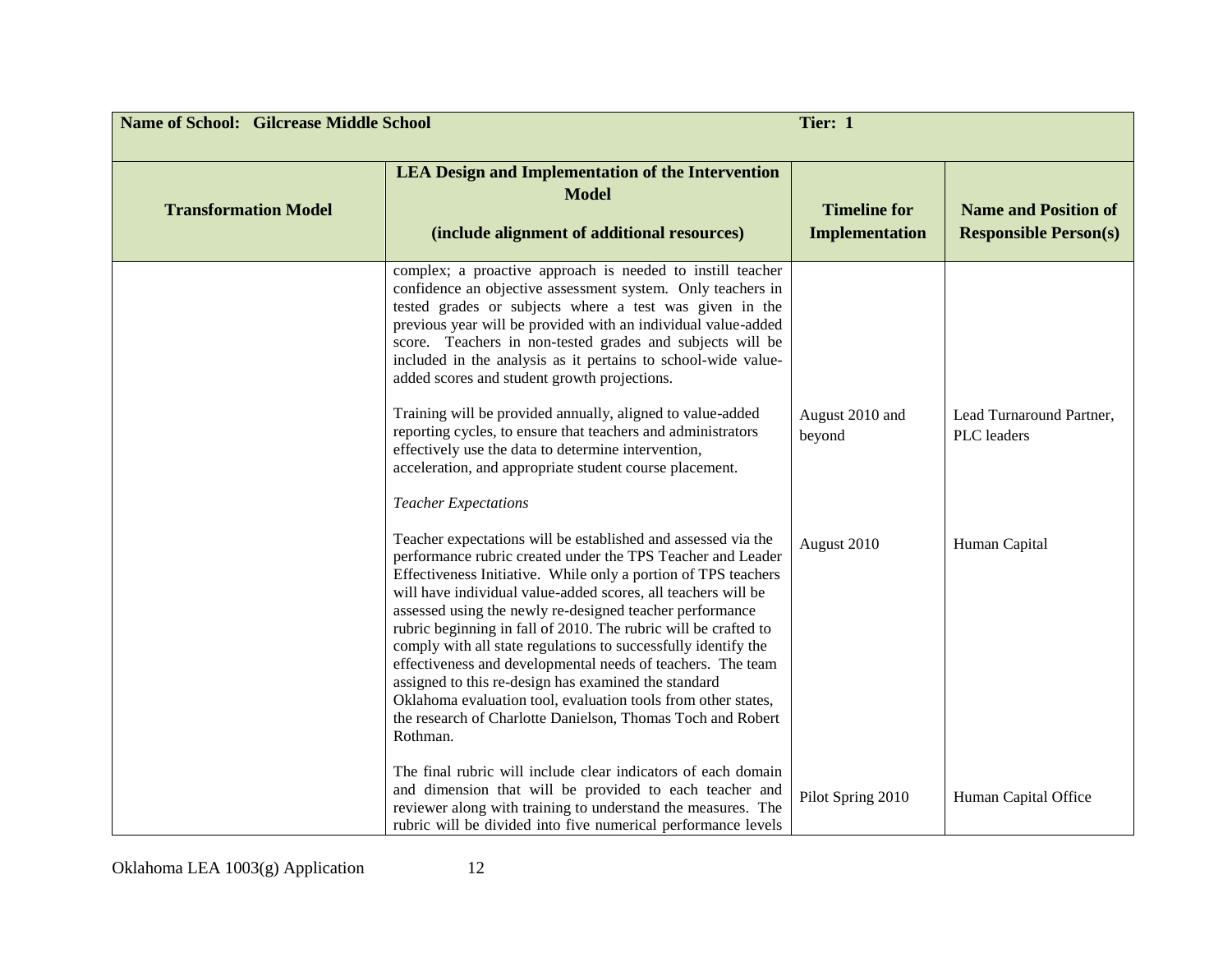| Name of School: Gilcrease Middle School | | Tier: 1 | |
|---|---|---|---|
| **Transformation Model** | **LEA Design and Implementation of the Intervention Model**<br><br>**(include alignment of additional resources)** | **Timeline for Implementation** | **Name and Position of Responsible Person(s)** |
| | complex; a proactive approach is needed to instill teacher confidence an objective assessment system. Only teachers in tested grades or subjects where a test was given in the previous year will be provided with an individual value-added score. Teachers in non-tested grades and subjects will be included in the analysis as it pertains to school-wide value-added scores and student growth projections. | | |
| | Training will be provided annually, aligned to value-added reporting cycles, to ensure that teachers and administrators effectively use the data to determine intervention, acceleration, and appropriate student course placement. | August 2010 and beyond | Lead Turnaround Partner, PLC leaders |
| | *Teacher Expectations* | | |
| | Teacher expectations will be established and assessed via the performance rubric created under the TPS Teacher and Leader Effectiveness Initiative. While only a portion of TPS teachers will have individual value-added scores, all teachers will be assessed using the newly re-designed teacher performance rubric beginning in fall of 2010. The rubric will be crafted to comply with all state regulations to successfully identify the effectiveness and developmental needs of teachers. The team assigned to this re-design has examined the standard Oklahoma evaluation tool, evaluation tools from other states, the research of Charlotte Danielson, Thomas Toch and Robert Rothman. | August 2010 | Human Capital |
| | The final rubric will include clear indicators of each domain and dimension that will be provided to each teacher and reviewer along with training to understand the measures. The rubric will be divided into five numerical performance levels | Pilot Spring 2010 | Human Capital Office |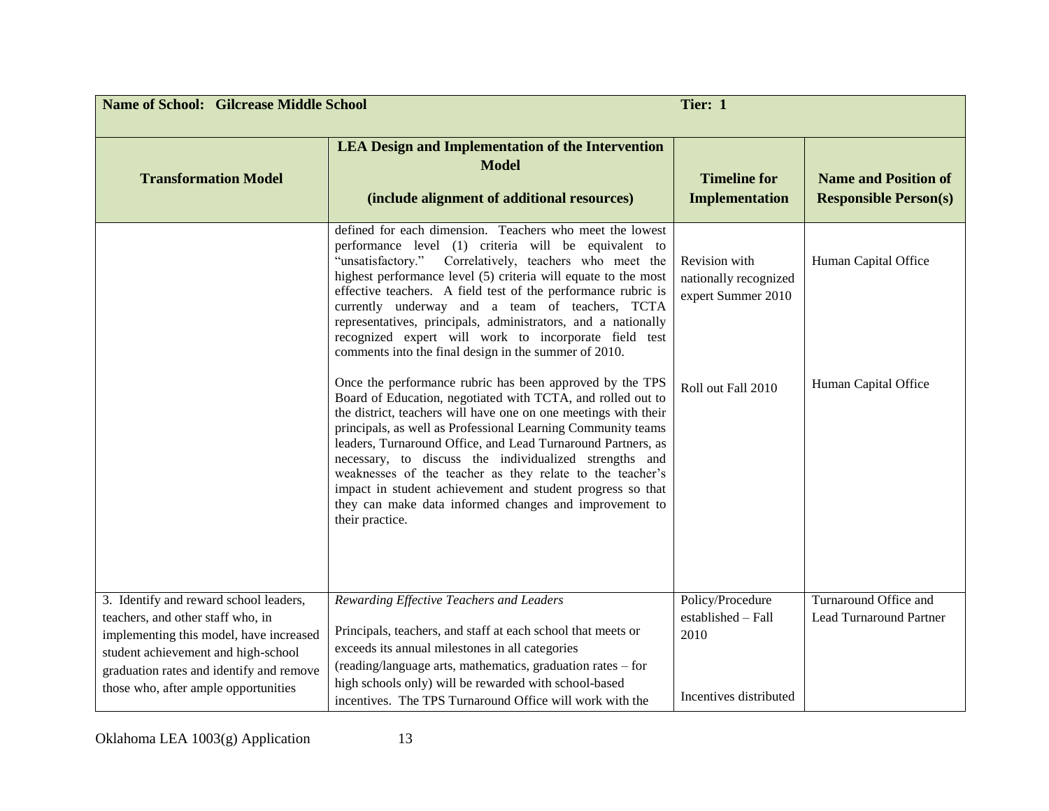| Name of School: Gilcrease Middle School | | Tier: 1 | |
|---|---|---|---|
| **Transformation Model** | **LEA Design and Implementation of the Intervention Model**<br><br>**(include alignment of additional resources)** | **Timeline for Implementation** | **Name and Position of Responsible Person(s)** |
| | defined for each dimension. Teachers who meet the lowest performance level (1) criteria will be equivalent to "unsatisfactory." Correlatively, teachers who meet the highest performance level (5) criteria will equate to the most effective teachers. A field test of the performance rubric is currently underway and a team of teachers, TCTA representatives, principals, administrators, and a nationally recognized expert will work to incorporate field test comments into the final design in the summer of 2010.<br><br>Once the performance rubric has been approved by the TPS Board of Education, negotiated with TCTA, and rolled out to the district, teachers will have one on one meetings with their principals, as well as Professional Learning Community teams leaders, Turnaround Office, and Lead Turnaround Partners, as necessary, to discuss the individualized strengths and weaknesses of the teacher as they relate to the teacher's impact in student achievement and student progress so that they can make data informed changes and improvement to their practice. | Revision with nationally recognized expert Summer 2010<br><br>Roll out Fall 2010 | Human Capital Office<br><br>Human Capital Office |
| 3. Identify and reward school leaders, teachers, and other staff who, in implementing this model, have increased student achievement and high-school graduation rates and identify and remove those who, after ample opportunities | *Rewarding Effective Teachers and Leaders*<br><br>Principals, teachers, and staff at each school that meets or exceeds its annual milestones in all categories (reading/language arts, mathematics, graduation rates – for high schools only) will be rewarded with school-based incentives. The TPS Turnaround Office will work with the | Policy/Procedure established – Fall 2010<br><br>Incentives distributed | Turnaround Office and Lead Turnaround Partner |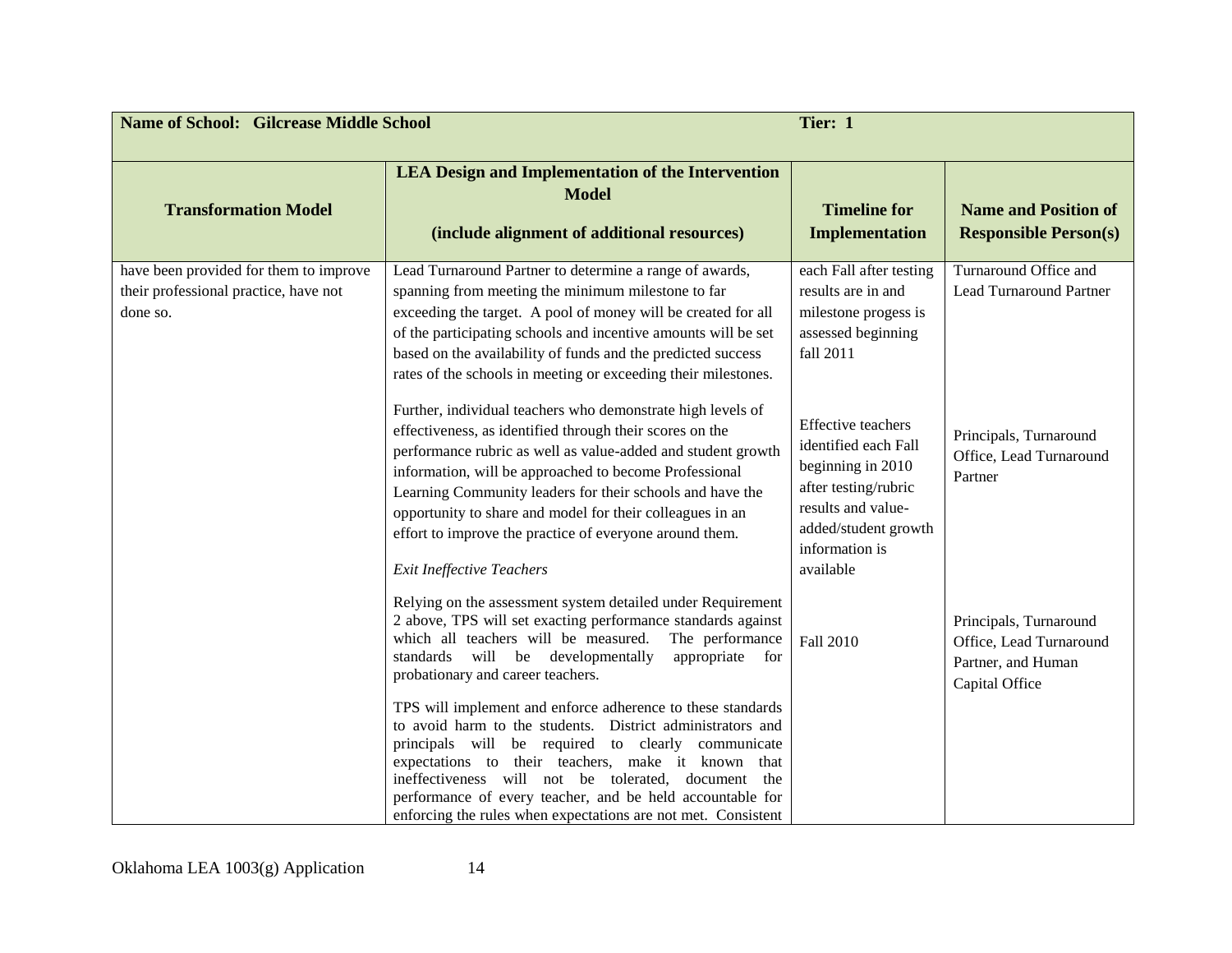| Name of School: Gilcrease Middle School | | Tier: 1 | |
|---|---|---|---|
| **Transformation Model** | **LEA Design and Implementation of the Intervention Model**<br><br>**(include alignment of additional resources)** | **Timeline for Implementation** | **Name and Position of Responsible Person(s)** |
| have been provided for them to improve their professional practice, have not done so. | Lead Turnaround Partner to determine a range of awards, spanning from meeting the minimum milestone to far exceeding the target. A pool of money will be created for all of the participating schools and incentive amounts will be set based on the availability of funds and the predicted success rates of the schools in meeting or exceeding their milestones. | each Fall after testing results are in and milestone progess is assessed beginning fall 2011 | Turnaround Office and Lead Turnaround Partner |
| | Further, individual teachers who demonstrate high levels of effectiveness, as identified through their scores on the performance rubric as well as value-added and student growth information, will be approached to become Professional Learning Community leaders for their schools and have the opportunity to share and model for their colleagues in an effort to improve the practice of everyone around them.<br><br>*Exit Ineffective Teachers* | Effective teachers identified each Fall beginning in 2010 after testing/rubric results and value-added/student growth information is available | Principals, Turnaround Office, Lead Turnaround Partner |
| | Relying on the assessment system detailed under Requirement 2 above, TPS will set exacting performance standards against which all teachers will be measured. The performance standards will be developmentally appropriate for probationary and career teachers.<br><br>TPS will implement and enforce adherence to these standards to avoid harm to the students. District administrators and principals will be required to clearly communicate expectations to their teachers, make it known that ineffectiveness will not be tolerated, document the performance of every teacher, and be held accountable for enforcing the rules when expectations are not met. Consistent | Fall 2010 | Principals, Turnaround Office, Lead Turnaround Partner, and Human Capital Office |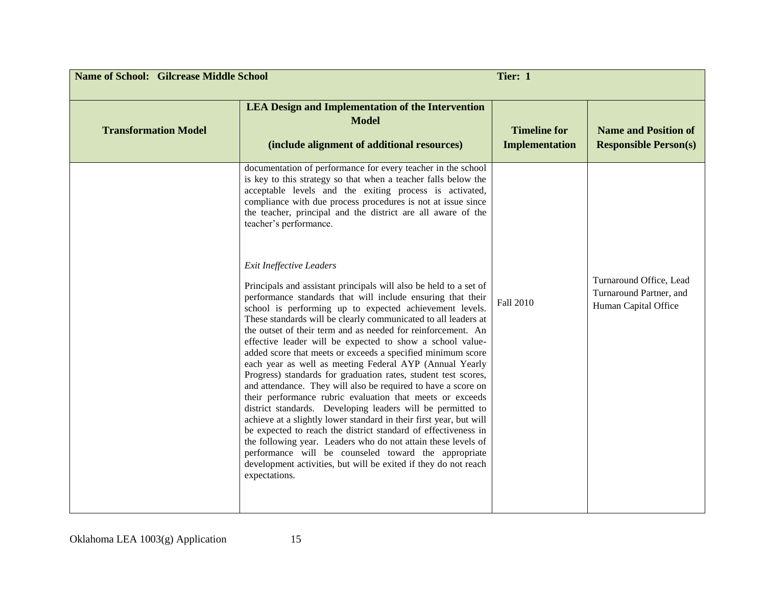| Name of School: Gilcrease Middle School | | Tier: 1 | |
|---|---|---|---|
| **Transformation Model** | **LEA Design and Implementation of the Intervention Model**<br><br>**(include alignment of additional resources)** | **Timeline for Implementation** | **Name and Position of Responsible Person(s)** |
| | documentation of performance for every teacher in the school is key to this strategy so that when a teacher falls below the acceptable levels and the exiting process is activated, compliance with due process procedures is not at issue since the teacher, principal and the district are all aware of the teacher's performance.<br><br>*Exit Ineffective Leaders*<br><br>Principals and assistant principals will also be held to a set of performance standards that will include ensuring that their school is performing up to expected achievement levels. These standards will be clearly communicated to all leaders at the outset of their term and as needed for reinforcement. An effective leader will be expected to show a school value-added score that meets or exceeds a specified minimum score each year as well as meeting Federal AYP (Annual Yearly Progress) standards for graduation rates, student test scores, and attendance. They will also be required to have a score on their performance rubric evaluation that meets or exceeds district standards. Developing leaders will be permitted to achieve at a slightly lower standard in their first year, but will be expected to reach the district standard of effectiveness in the following year. Leaders who do not attain these levels of performance will be counseled toward the appropriate development activities, but will be exited if they do not reach expectations. | Fall 2010 | Turnaround Office, Lead Turnaround Partner, and Human Capital Office |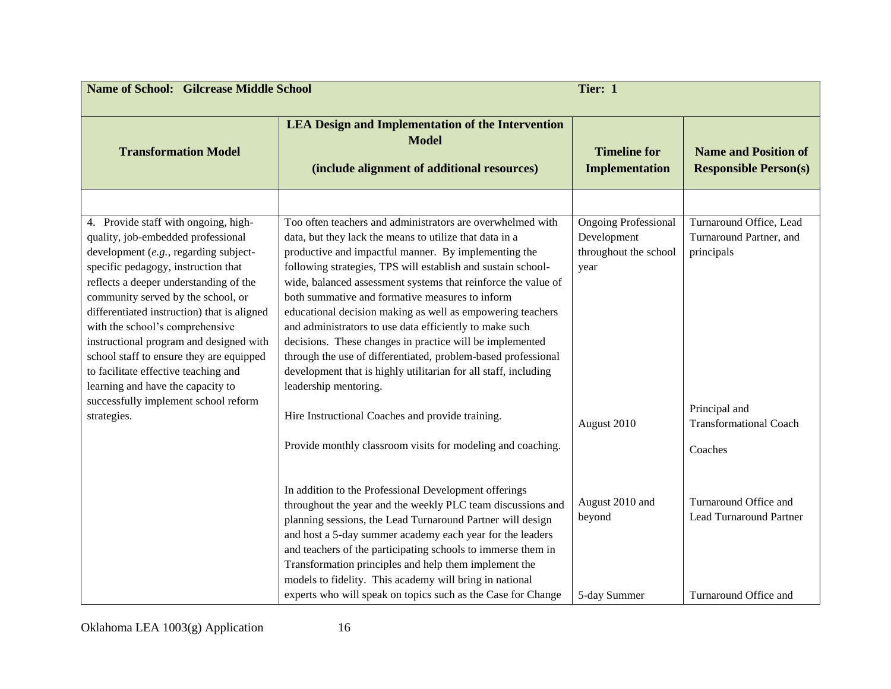| Name of School: Gilcrease Middle School | | Tier: 1 | |
|---|---|---|---|
| **Transformation Model** | **LEA Design and Implementation of the Intervention Model**<br><br>**(include alignment of additional resources)** | **Timeline for Implementation** | **Name and Position of Responsible Person(s)** |
| | | | |
| 4. Provide staff with ongoing, high-quality, job-embedded professional development (*e.g.*, regarding subject-specific pedagogy, instruction that reflects a deeper understanding of the community served by the school, or differentiated instruction) that is aligned with the school's comprehensive instructional program and designed with school staff to ensure they are equipped to facilitate effective teaching and learning and have the capacity to successfully implement school reform strategies. | Too often teachers and administrators are overwhelmed with data, but they lack the means to utilize that data in a productive and impactful manner. By implementing the following strategies, TPS will establish and sustain school-wide, balanced assessment systems that reinforce the value of both summative and formative measures to inform educational decision making as well as empowering teachers and administrators to use data efficiently to make such decisions. These changes in practice will be implemented through the use of differentiated, problem-based professional development that is highly utilitarian for all staff, including leadership mentoring. | Ongoing Professional Development throughout the school year | Turnaround Office, Lead Turnaround Partner, and principals |
| | Hire Instructional Coaches and provide training. | August 2010 | Principal and Transformational Coach |
| | Provide monthly classroom visits for modeling and coaching. | | Coaches |
| | In addition to the Professional Development offerings throughout the year and the weekly PLC team discussions and planning sessions, the Lead Turnaround Partner will design and host a 5-day summer academy each year for the leaders and teachers of the participating schools to immerse them in Transformation principles and help them implement the models to fidelity. This academy will bring in national experts who will speak on topics such as the Case for Change | August 2010 and beyond<br><br>5-day Summer | Turnaround Office and Lead Turnaround Partner<br><br>Turnaround Office and |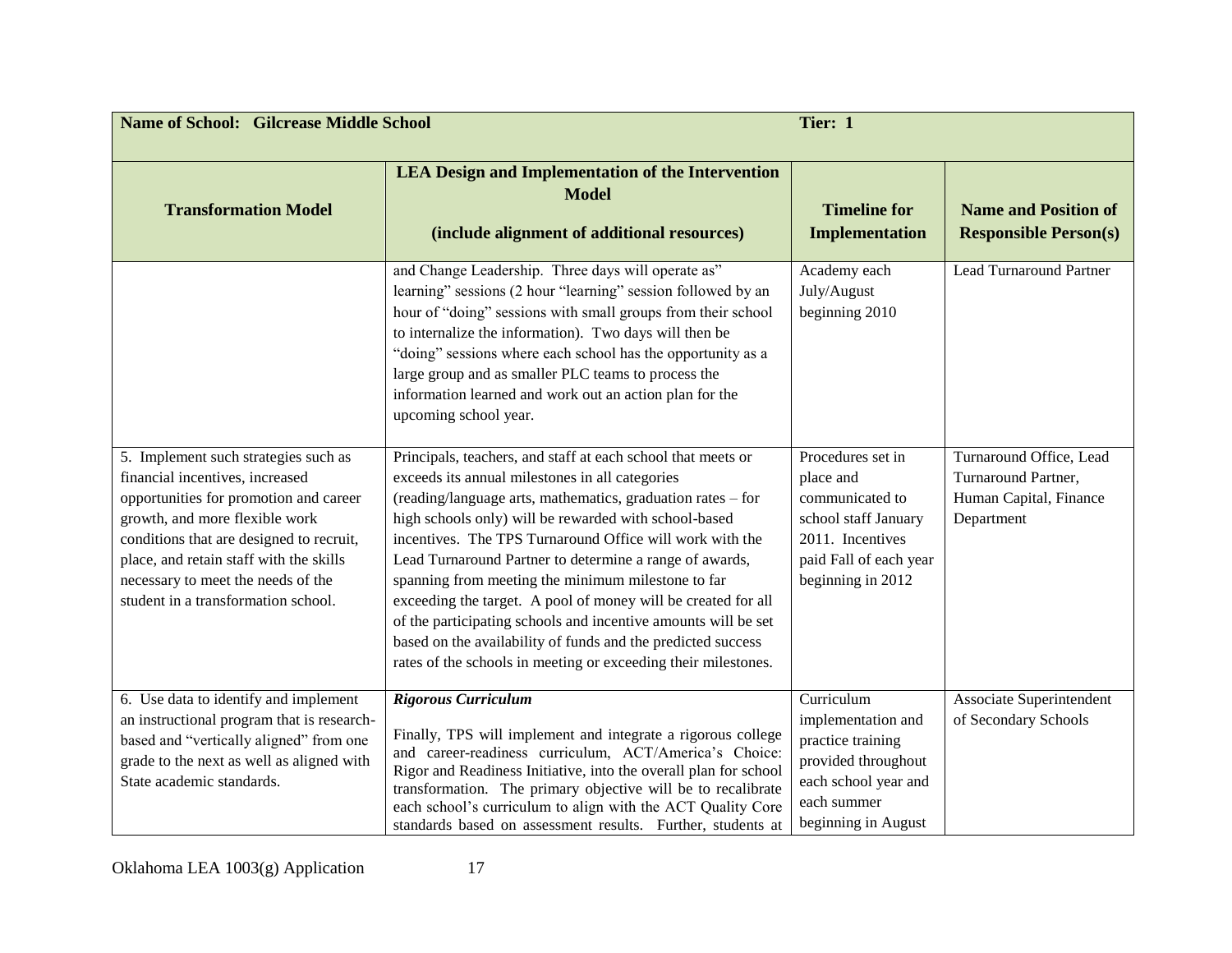| Name of School: Gilcrease Middle School | | Tier: 1 | |
|---|---|---|---|
| **Transformation Model** | **LEA Design and Implementation of the Intervention Model (include alignment of additional resources)** | **Timeline for Implementation** | **Name and Position of Responsible Person(s)** |
| | and Change Leadership. Three days will operate as" learning" sessions (2 hour "learning" session followed by an hour of "doing" sessions with small groups from their school to internalize the information). Two days will then be "doing" sessions where each school has the opportunity as a large group and as smaller PLC teams to process the information learned and work out an action plan for the upcoming school year. | Academy each July/August beginning 2010 | Lead Turnaround Partner |
| 5. Implement such strategies such as financial incentives, increased opportunities for promotion and career growth, and more flexible work conditions that are designed to recruit, place, and retain staff with the skills necessary to meet the needs of the student in a transformation school. | Principals, teachers, and staff at each school that meets or exceeds its annual milestones in all categories (reading/language arts, mathematics, graduation rates – for high schools only) will be rewarded with school-based incentives. The TPS Turnaround Office will work with the Lead Turnaround Partner to determine a range of awards, spanning from meeting the minimum milestone to far exceeding the target. A pool of money will be created for all of the participating schools and incentive amounts will be set based on the availability of funds and the predicted success rates of the schools in meeting or exceeding their milestones. | Procedures set in place and communicated to school staff January 2011. Incentives paid Fall of each year beginning in 2012 | Turnaround Office, Lead Turnaround Partner, Human Capital, Finance Department |
| 6. Use data to identify and implement an instructional program that is research-based and "vertically aligned" from one grade to the next as well as aligned with State academic standards. | ***Rigorous Curriculum*** Finally, TPS will implement and integrate a rigorous college and career-readiness curriculum, ACT/America's Choice: Rigor and Readiness Initiative, into the overall plan for school transformation. The primary objective will be to recalibrate each school's curriculum to align with the ACT Quality Core standards based on assessment results. Further, students at | Curriculum implementation and practice training provided throughout each school year and each summer beginning in August | Associate Superintendent of Secondary Schools |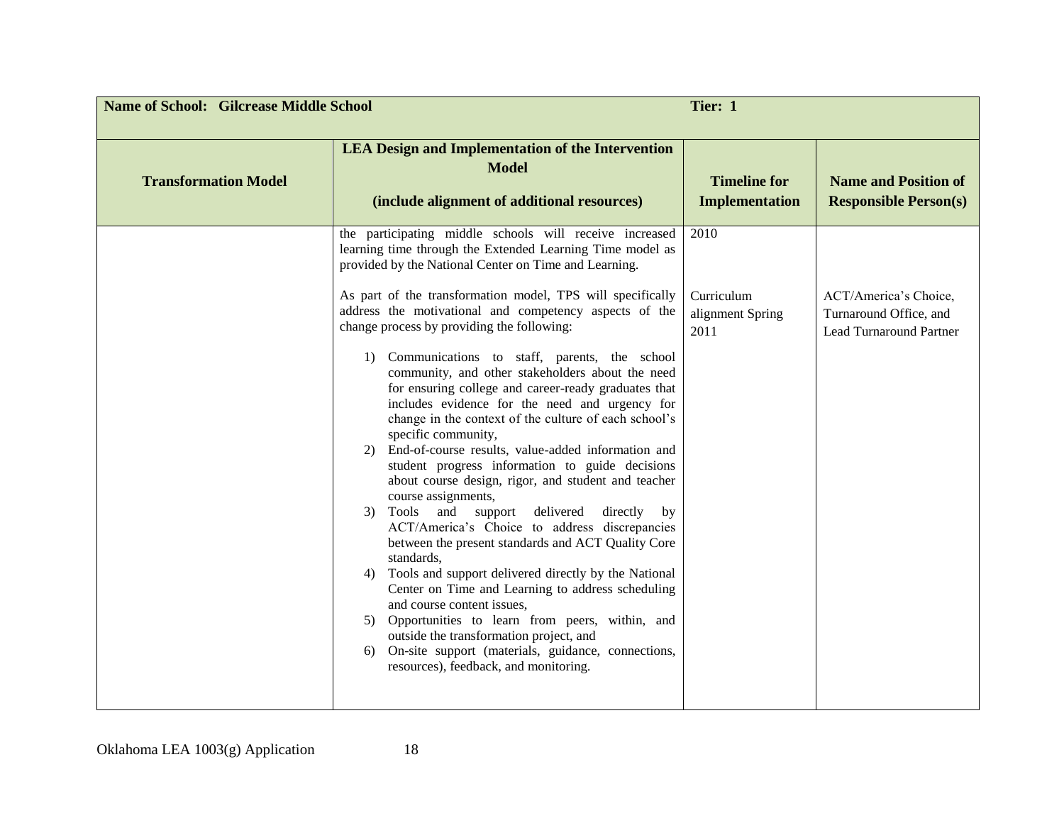| Name of School: Gilcrease Middle School | | Tier: 1 | |
|---|---|---|---|
| **Transformation Model** | **LEA Design and Implementation of the Intervention Model**<br><br>**(include alignment of additional resources)** | **Timeline for Implementation** | **Name and Position of Responsible Person(s)** |
| | the participating middle schools will receive increased learning time through the Extended Learning Time model as provided by the National Center on Time and Learning.<br><br>As part of the transformation model, TPS will specifically address the motivational and competency aspects of the change process by providing the following:<br><br>1) Communications to staff, parents, the school community, and other stakeholders about the need for ensuring college and career-ready graduates that includes evidence for the need and urgency for change in the context of the culture of each school's specific community,<br>2) End-of-course results, value-added information and student progress information to guide decisions about course design, rigor, and student and teacher course assignments,<br>3) Tools and support delivered directly by ACT/America's Choice to address discrepancies between the present standards and ACT Quality Core standards,<br>4) Tools and support delivered directly by the National Center on Time and Learning to address scheduling and course content issues,<br>5) Opportunities to learn from peers, within, and outside the transformation project, and<br>6) On-site support (materials, guidance, connections, resources), feedback, and monitoring. | 2010<br><br>Curriculum alignment Spring 2011 | <br><br>ACT/America's Choice, Turnaround Office, and Lead Turnaround Partner |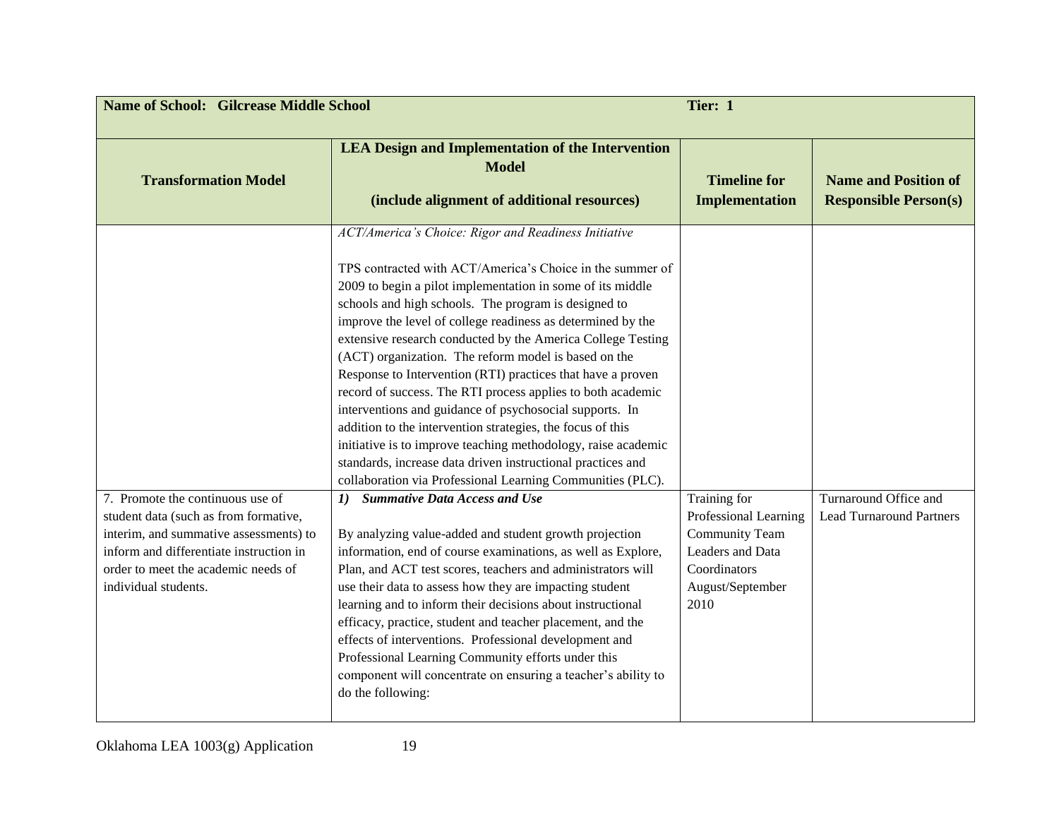| **Name of School: Gilcrease Middle School** | | **Tier: 1** | |
|---|---|---|---|
| **Transformation Model** | **LEA Design and Implementation of the Intervention Model**<br><br>**(include alignment of additional resources)** | **Timeline for Implementation** | **Name and Position of Responsible Person(s)** |
| | *ACT/America's Choice: Rigor and Readiness Initiative*<br><br>TPS contracted with ACT/America's Choice in the summer of 2009 to begin a pilot implementation in some of its middle schools and high schools. The program is designed to improve the level of college readiness as determined by the extensive research conducted by the America College Testing (ACT) organization. The reform model is based on the Response to Intervention (RTI) practices that have a proven record of success. The RTI process applies to both academic interventions and guidance of psychosocial supports. In addition to the intervention strategies, the focus of this initiative is to improve teaching methodology, raise academic standards, increase data driven instructional practices and collaboration via Professional Learning Communities (PLC). | | |
| 7. Promote the continuous use of student data (such as from formative, interim, and summative assessments) to inform and differentiate instruction in order to meet the academic needs of individual students. | ***1) Summative Data Access and Use***<br><br>By analyzing value-added and student growth projection information, end of course examinations, as well as Explore, Plan, and ACT test scores, teachers and administrators will use their data to assess how they are impacting student learning and to inform their decisions about instructional efficacy, practice, student and teacher placement, and the effects of interventions. Professional development and Professional Learning Community efforts under this component will concentrate on ensuring a teacher's ability to do the following: | Training for Professional Learning Community Team Leaders and Data Coordinators August/September 2010 | Turnaround Office and Lead Turnaround Partners |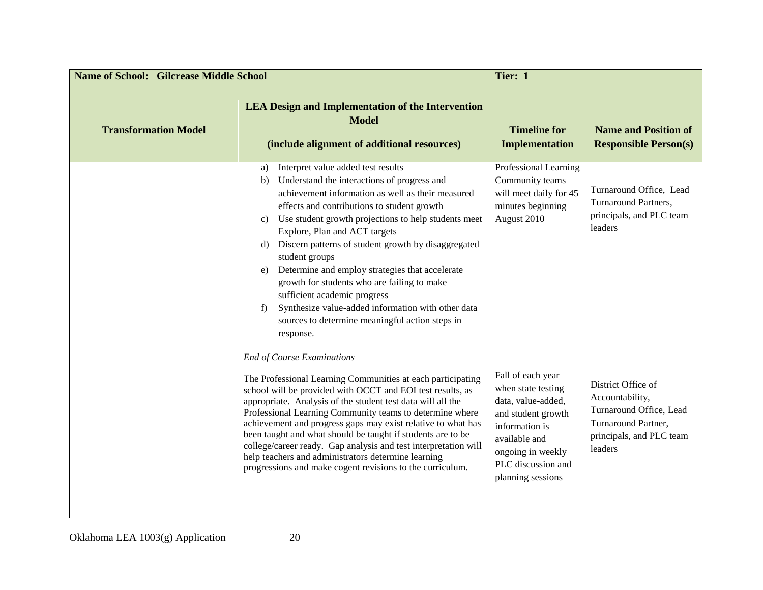| Name of School: Gilcrease Middle School | | Tier: 1 | |
|---|---|---|---|
| **Transformation Model** | **LEA Design and Implementation of the Intervention Model**<br><br>**(include alignment of additional resources)** | **Timeline for Implementation** | **Name and Position of Responsible Person(s)** |
| | a) Interpret value added test results<br>b) Understand the interactions of progress and achievement information as well as their measured effects and contributions to student growth<br>c) Use student growth projections to help students meet Explore, Plan and ACT targets<br>d) Discern patterns of student growth by disaggregated student groups<br>e) Determine and employ strategies that accelerate growth for students who are failing to make sufficient academic progress<br>f) Synthesize value-added information with other data sources to determine meaningful action steps in response. | Professional Learning Community teams will meet daily for 45 minutes beginning August 2010 | Turnaround Office, Lead Turnaround Partners, principals, and PLC team leaders |
| | *End of Course Examinations*<br><br>The Professional Learning Communities at each participating school will be provided with OCCT and EOI test results, as appropriate. Analysis of the student test data will all the Professional Learning Community teams to determine where achievement and progress gaps may exist relative to what has been taught and what should be taught if students are to be college/career ready. Gap analysis and test interpretation will help teachers and administrators determine learning progressions and make cogent revisions to the curriculum. | Fall of each year when state testing data, value-added, and student growth information is available and ongoing in weekly PLC discussion and planning sessions | District Office of Accountability, Turnaround Office, Lead Turnaround Partner, principals, and PLC team leaders |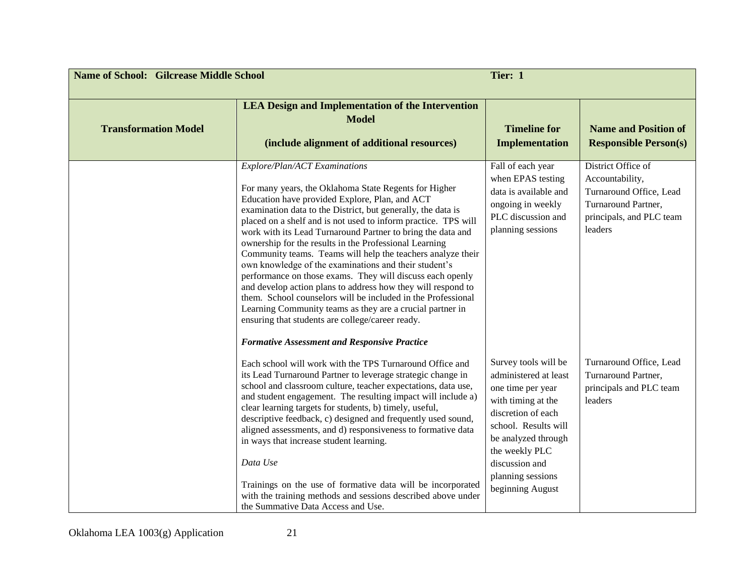| Name of School: Gilcrease Middle School | | Tier: 1 | |
|---|---|---|---|
| **Transformation Model** | **LEA Design and Implementation of the Intervention Model**<br><br>**(include alignment of additional resources)** | **Timeline for Implementation** | **Name and Position of Responsible Person(s)** |
| | *Explore/Plan/ACT Examinations*<br><br>For many years, the Oklahoma State Regents for Higher Education have provided Explore, Plan, and ACT examination data to the District, but generally, the data is placed on a shelf and is not used to inform practice. TPS will work with its Lead Turnaround Partner to bring the data and ownership for the results in the Professional Learning Community teams. Teams will help the teachers analyze their own knowledge of the examinations and their student's performance on those exams. They will discuss each openly and develop action plans to address how they will respond to them. School counselors will be included in the Professional Learning Community teams as they are a crucial partner in ensuring that students are college/career ready. | Fall of each year when EPAS testing data is available and ongoing in weekly PLC discussion and planning sessions | District Office of Accountability, Turnaround Office, Lead Turnaround Partner, principals, and PLC team leaders |
| | ***Formative Assessment and Responsive Practice***<br><br>Each school will work with the TPS Turnaround Office and its Lead Turnaround Partner to leverage strategic change in school and classroom culture, teacher expectations, data use, and student engagement. The resulting impact will include a) clear learning targets for students, b) timely, useful, descriptive feedback, c) designed and frequently used sound, aligned assessments, and d) responsiveness to formative data in ways that increase student learning.<br><br>*Data Use*<br><br>Trainings on the use of formative data will be incorporated with the training methods and sessions described above under the Summative Data Access and Use. | Survey tools will be administered at least one time per year with timing at the discretion of each school. Results will be analyzed through the weekly PLC discussion and planning sessions beginning August | Turnaround Office, Lead Turnaround Partner, principals and PLC team leaders |

Oklahoma LEA 1003(g) Application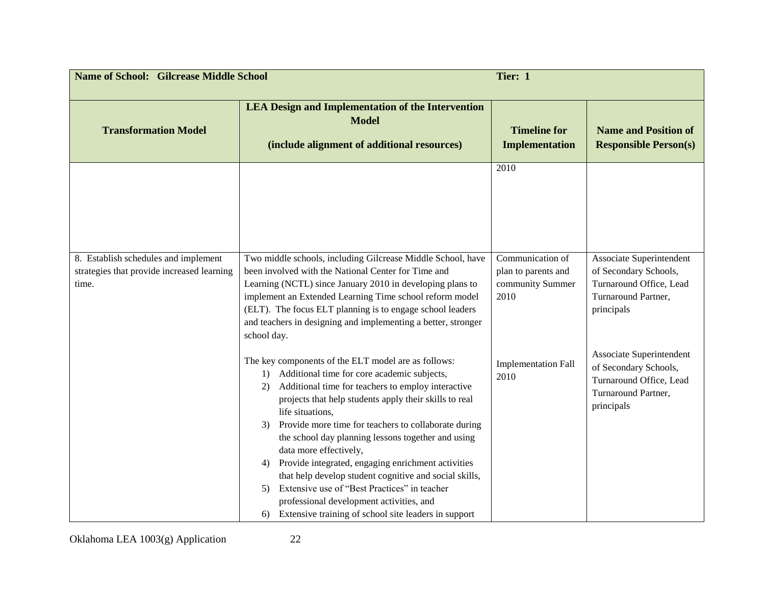| Name of School: Gilcrease Middle School | | Tier: 1 | |
|---|---|---|---|
| **Transformation Model** | **LEA Design and Implementation of the Intervention Model**<br><br>**(include alignment of additional resources)** | **Timeline for Implementation** | **Name and Position of Responsible Person(s)** |
| | | 2010 | |
| 8. Establish schedules and implement strategies that provide increased learning time. | Two middle schools, including Gilcrease Middle School, have been involved with the National Center for Time and Learning (NCTL) since January 2010 in developing plans to implement an Extended Learning Time school reform model (ELT). The focus ELT planning is to engage school leaders and teachers in designing and implementing a better, stronger school day.<br><br>The key components of the ELT model are as follows:<br>1) Additional time for core academic subjects,<br>2) Additional time for teachers to employ interactive projects that help students apply their skills to real life situations,<br>3) Provide more time for teachers to collaborate during the school day planning lessons together and using data more effectively,<br>4) Provide integrated, engaging enrichment activities that help develop student cognitive and social skills,<br>5) Extensive use of "Best Practices" in teacher professional development activities, and<br>6) Extensive training of school site leaders in support | Communication of plan to parents and community Summer 2010<br><br>Implementation Fall 2010 | Associate Superintendent of Secondary Schools, Turnaround Office, Lead Turnaround Partner, principals<br><br>Associate Superintendent of Secondary Schools, Turnaround Office, Lead Turnaround Partner, principals |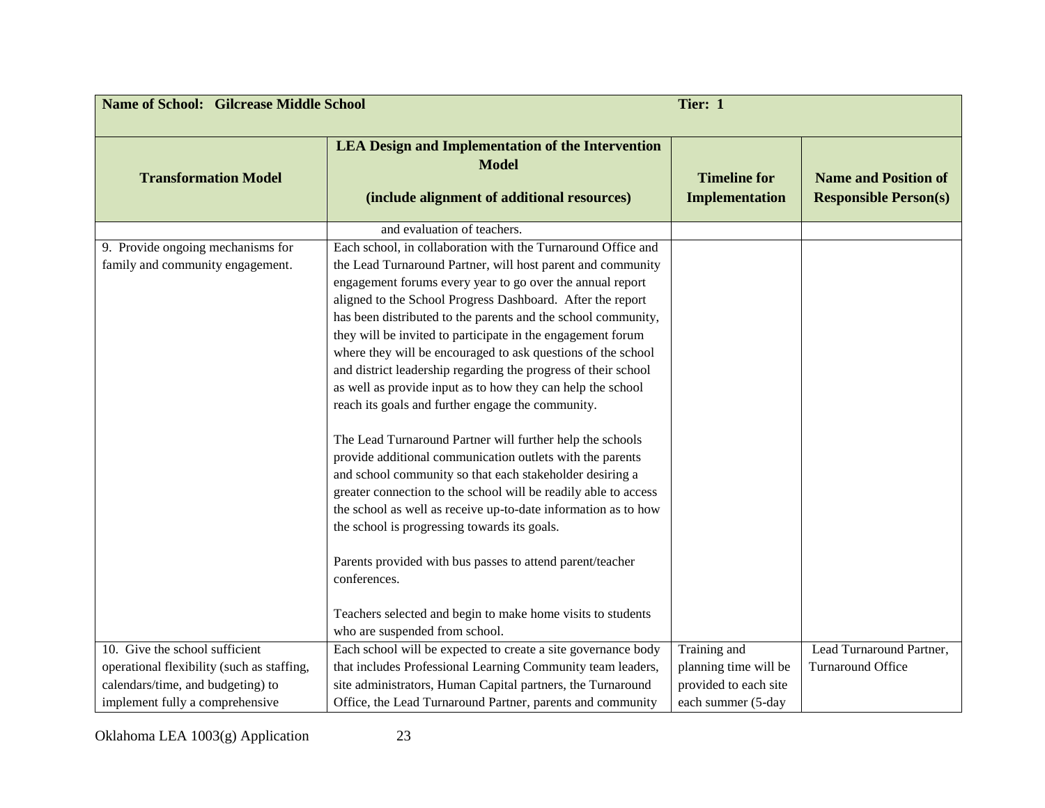| Name of School: Gilcrease Middle School | | Tier: 1 | |
|---|---|---|---|
| **Transformation Model** | **LEA Design and Implementation of the Intervention Model**<br><br>**(include alignment of additional resources)** | **Timeline for Implementation** | **Name and Position of Responsible Person(s)** |
| | and evaluation of teachers. | | |
| 9. Provide ongoing mechanisms for family and community engagement. | Each school, in collaboration with the Turnaround Office and the Lead Turnaround Partner, will host parent and community engagement forums every year to go over the annual report aligned to the School Progress Dashboard. After the report has been distributed to the parents and the school community, they will be invited to participate in the engagement forum where they will be encouraged to ask questions of the school and district leadership regarding the progress of their school as well as provide input as to how they can help the school reach its goals and further engage the community.<br><br>The Lead Turnaround Partner will further help the schools provide additional communication outlets with the parents and school community so that each stakeholder desiring a greater connection to the school will be readily able to access the school as well as receive up-to-date information as to how the school is progressing towards its goals.<br><br>Parents provided with bus passes to attend parent/teacher conferences.<br><br>Teachers selected and begin to make home visits to students who are suspended from school. | | |
| 10. Give the school sufficient operational flexibility (such as staffing, calendars/time, and budgeting) to implement fully a comprehensive | Each school will be expected to create a site governance body that includes Professional Learning Community team leaders, site administrators, Human Capital partners, the Turnaround Office, the Lead Turnaround Partner, parents and community | Training and planning time will be provided to each site each summer (5-day | Lead Turnaround Partner, Turnaround Office |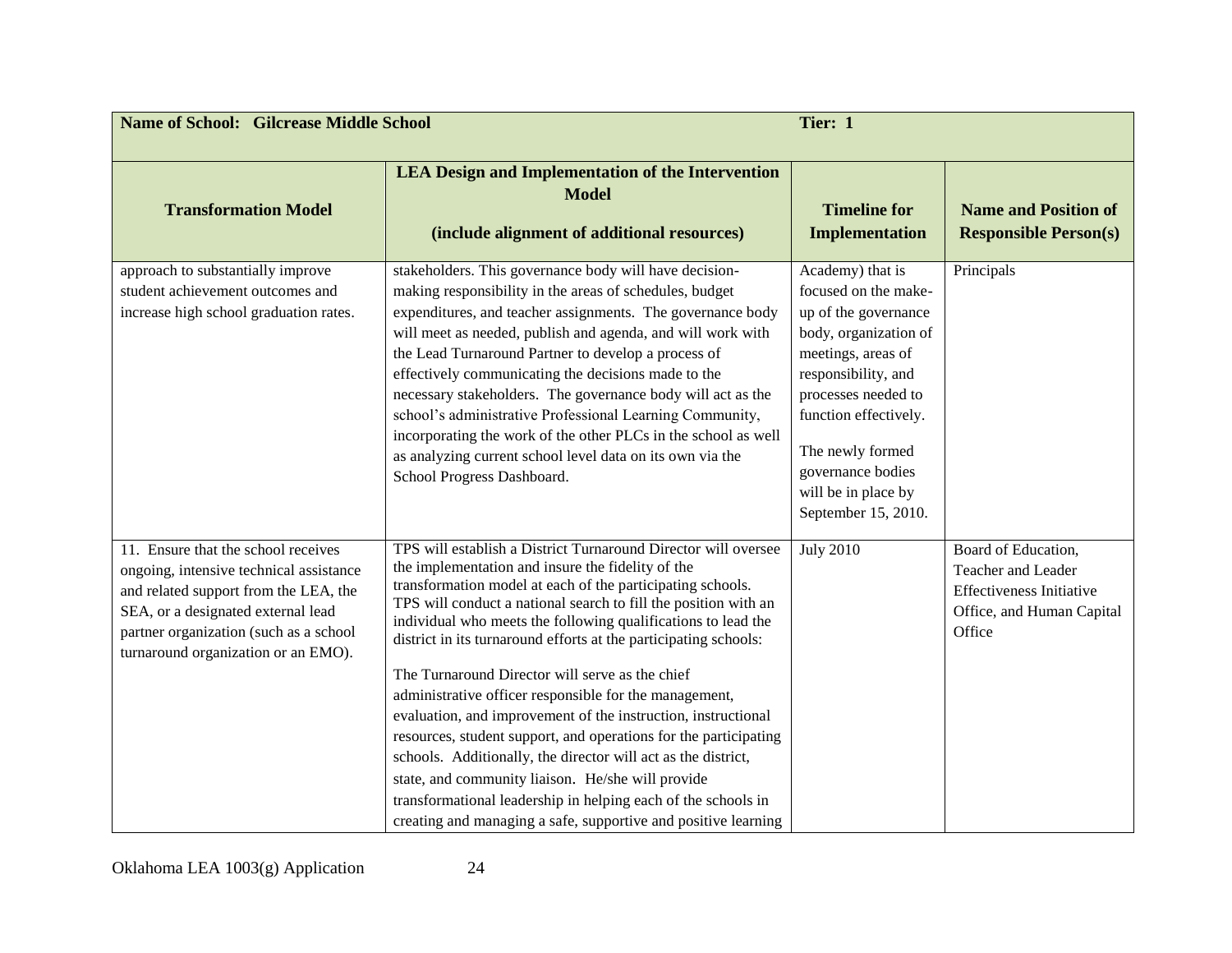| Name of School: Gilcrease Middle School | | Tier: 1 | |
|---|---|---|---|
| **Transformation Model** | **LEA Design and Implementation of the Intervention Model (include alignment of additional resources)** | **Timeline for Implementation** | **Name and Position of Responsible Person(s)** |
| approach to substantially improve student achievement outcomes and increase high school graduation rates. | stakeholders. This governance body will have decision-making responsibility in the areas of schedules, budget expenditures, and teacher assignments. The governance body will meet as needed, publish and agenda, and will work with the Lead Turnaround Partner to develop a process of effectively communicating the decisions made to the necessary stakeholders. The governance body will act as the school's administrative Professional Learning Community, incorporating the work of the other PLCs in the school as well as analyzing current school level data on its own via the School Progress Dashboard. | Academy) that is focused on the make-up of the governance body, organization of meetings, areas of responsibility, and processes needed to function effectively.<br><br>The newly formed governance bodies will be in place by September 15, 2010. | Principals |
| 11. Ensure that the school receives ongoing, intensive technical assistance and related support from the LEA, the SEA, or a designated external lead partner organization (such as a school turnaround organization or an EMO). | TPS will establish a District Turnaround Director will oversee the implementation and insure the fidelity of the transformation model at each of the participating schools. TPS will conduct a national search to fill the position with an individual who meets the following qualifications to lead the district in its turnaround efforts at the participating schools:<br><br>The Turnaround Director will serve as the chief administrative officer responsible for the management, evaluation, and improvement of the instruction, instructional resources, student support, and operations for the participating schools. Additionally, the director will act as the district, state, and community liaison. He/she will provide transformational leadership in helping each of the schools in creating and managing a safe, supportive and positive learning | July 2010 | Board of Education, Teacher and Leader Effectiveness Initiative Office, and Human Capital Office |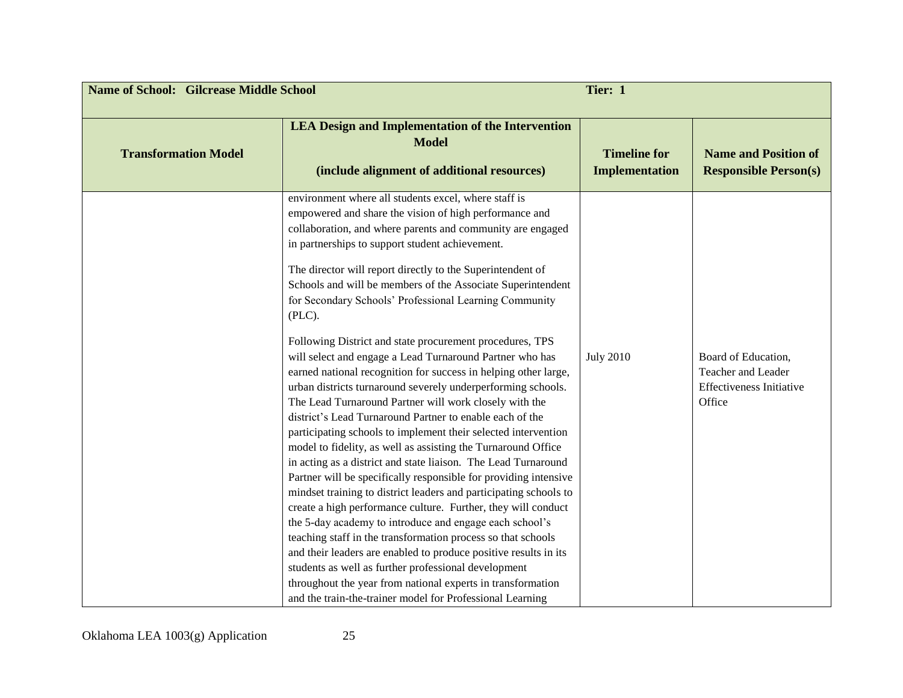| Name of School: Gilcrease Middle School | | Tier: 1 | |
|---|---|---|---|
| **Transformation Model** | **LEA Design and Implementation of the Intervention Model**<br><br>**(include alignment of additional resources)** | **Timeline for Implementation** | **Name and Position of Responsible Person(s)** |
| | environment where all students excel, where staff is empowered and share the vision of high performance and collaboration, and where parents and community are engaged in partnerships to support student achievement.<br><br>The director will report directly to the Superintendent of Schools and will be members of the Associate Superintendent for Secondary Schools' Professional Learning Community (PLC).<br><br>Following District and state procurement procedures, TPS will select and engage a Lead Turnaround Partner who has earned national recognition for success in helping other large, urban districts turnaround severely underperforming schools. The Lead Turnaround Partner will work closely with the district's Lead Turnaround Partner to enable each of the participating schools to implement their selected intervention model to fidelity, as well as assisting the Turnaround Office in acting as a district and state liaison. The Lead Turnaround Partner will be specifically responsible for providing intensive mindset training to district leaders and participating schools to create a high performance culture. Further, they will conduct the 5-day academy to introduce and engage each school's teaching staff in the transformation process so that schools and their leaders are enabled to produce positive results in its students as well as further professional development throughout the year from national experts in transformation and the train-the-trainer model for Professional Learning | July 2010 | Board of Education, Teacher and Leader Effectiveness Initiative Office |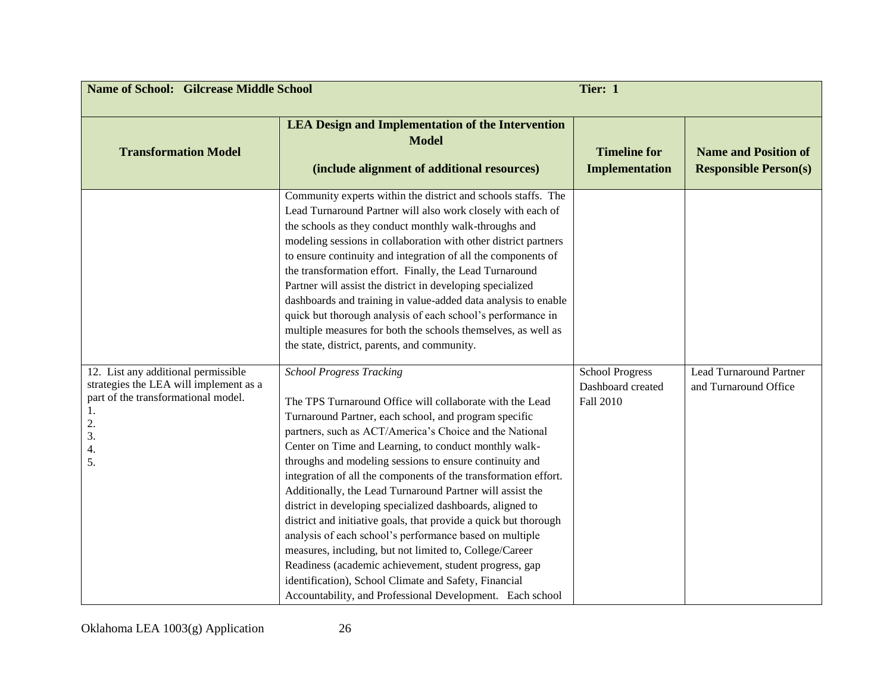| **Name of School: Gilcrease Middle School** | | **Tier: 1** | |
|---|---|---|---|
| **Transformation Model** | **LEA Design and Implementation of the Intervention Model**<br><br>**(include alignment of additional resources)** | **Timeline for Implementation** | **Name and Position of Responsible Person(s)** |
| | Community experts within the district and schools staffs. The Lead Turnaround Partner will also work closely with each of the schools as they conduct monthly walk-throughs and modeling sessions in collaboration with other district partners to ensure continuity and integration of all the components of the transformation effort. Finally, the Lead Turnaround Partner will assist the district in developing specialized dashboards and training in value-added data analysis to enable quick but thorough analysis of each school's performance in multiple measures for both the schools themselves, as well as the state, district, parents, and community. | | |
| 12. List any additional permissible strategies the LEA will implement as a part of the transformational model.<br>1.<br>2.<br>3.<br>4.<br>5. | *School Progress Tracking*<br><br>The TPS Turnaround Office will collaborate with the Lead Turnaround Partner, each school, and program specific partners, such as ACT/America's Choice and the National Center on Time and Learning, to conduct monthly walk-throughs and modeling sessions to ensure continuity and integration of all the components of the transformation effort. Additionally, the Lead Turnaround Partner will assist the district in developing specialized dashboards, aligned to district and initiative goals, that provide a quick but thorough analysis of each school's performance based on multiple measures, including, but not limited to, College/Career Readiness (academic achievement, student progress, gap identification), School Climate and Safety, Financial Accountability, and Professional Development. Each school | School Progress Dashboard created Fall 2010 | Lead Turnaround Partner and Turnaround Office |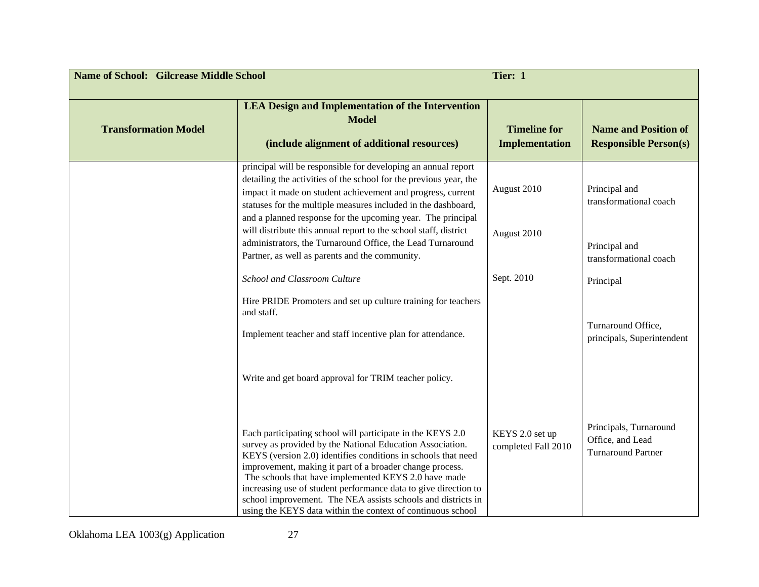| Name of School: Gilcrease Middle School | | Tier: 1 | |
|---|---|---|---|
| **Transformation Model** | **LEA Design and Implementation of the Intervention Model**<br><br>**(include alignment of additional resources)** | **Timeline for Implementation** | **Name and Position of Responsible Person(s)** |
| | principal will be responsible for developing an annual report detailing the activities of the school for the previous year, the impact it made on student achievement and progress, current statuses for the multiple measures included in the dashboard, and a planned response for the upcoming year. The principal will distribute this annual report to the school staff, district administrators, the Turnaround Office, the Lead Turnaround Partner, as well as parents and the community. | August 2010<br><br>August 2010 | Principal and transformational coach<br><br>Principal and transformational coach |
| | *School and Classroom Culture*<br><br>Hire PRIDE Promoters and set up culture training for teachers and staff.<br><br>Implement teacher and staff incentive plan for attendance.<br><br>Write and get board approval for TRIM teacher policy. | Sept. 2010 | Principal<br><br>Turnaround Office, principals, Superintendent |
| | Each participating school will participate in the KEYS 2.0 survey as provided by the National Education Association. KEYS (version 2.0) identifies conditions in schools that need improvement, making it part of a broader change process. The schools that have implemented KEYS 2.0 have made increasing use of student performance data to give direction to school improvement. The NEA assists schools and districts in using the KEYS data within the context of continuous school | KEYS 2.0 set up completed Fall 2010 | Principals, Turnaround Office, and Lead Turnaround Partner |

Oklahoma LEA 1003(g) Application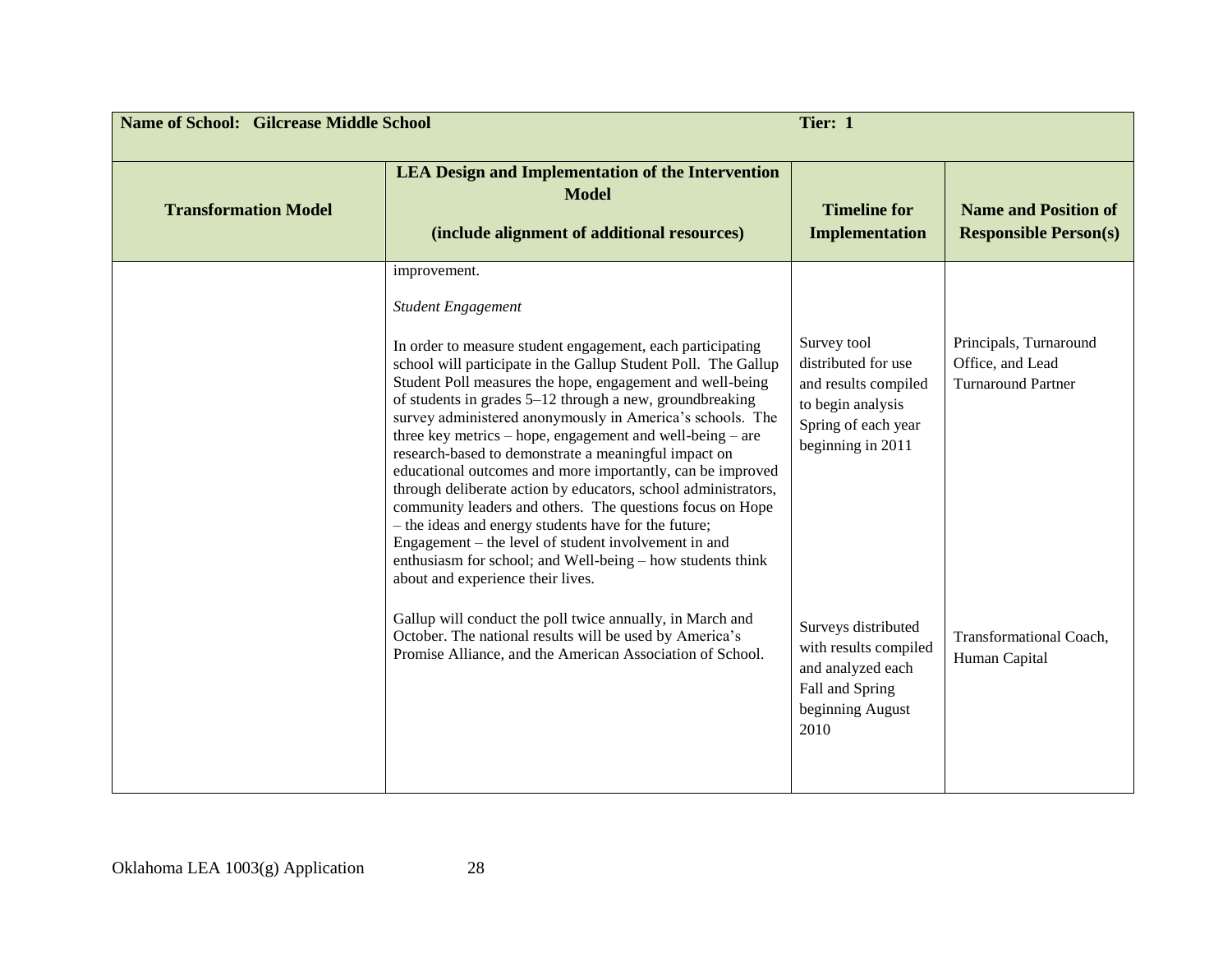| Name of School: Gilcrease Middle School | | Tier: 1 | |
|---|---|---|---|
| **Transformation Model** | **LEA Design and Implementation of the Intervention Model**<br><br>**(include alignment of additional resources)** | **Timeline for Implementation** | **Name and Position of Responsible Person(s)** |
| | improvement.<br><br>*Student Engagement*<br><br>In order to measure student engagement, each participating school will participate in the Gallup Student Poll. The Gallup Student Poll measures the hope, engagement and well-being of students in grades 5–12 through a new, groundbreaking survey administered anonymously in America's schools. The three key metrics – hope, engagement and well-being – are research-based to demonstrate a meaningful impact on educational outcomes and more importantly, can be improved through deliberate action by educators, school administrators, community leaders and others. The questions focus on Hope – the ideas and energy students have for the future; Engagement – the level of student involvement in and enthusiasm for school; and Well-being – how students think about and experience their lives. | Survey tool distributed for use and results compiled to begin analysis Spring of each year beginning in 2011 | Principals, Turnaround Office, and Lead Turnaround Partner |
| | Gallup will conduct the poll twice annually, in March and October. The national results will be used by America's Promise Alliance, and the American Association of School. | Surveys distributed with results compiled and analyzed each Fall and Spring beginning August 2010 | Transformational Coach, Human Capital |